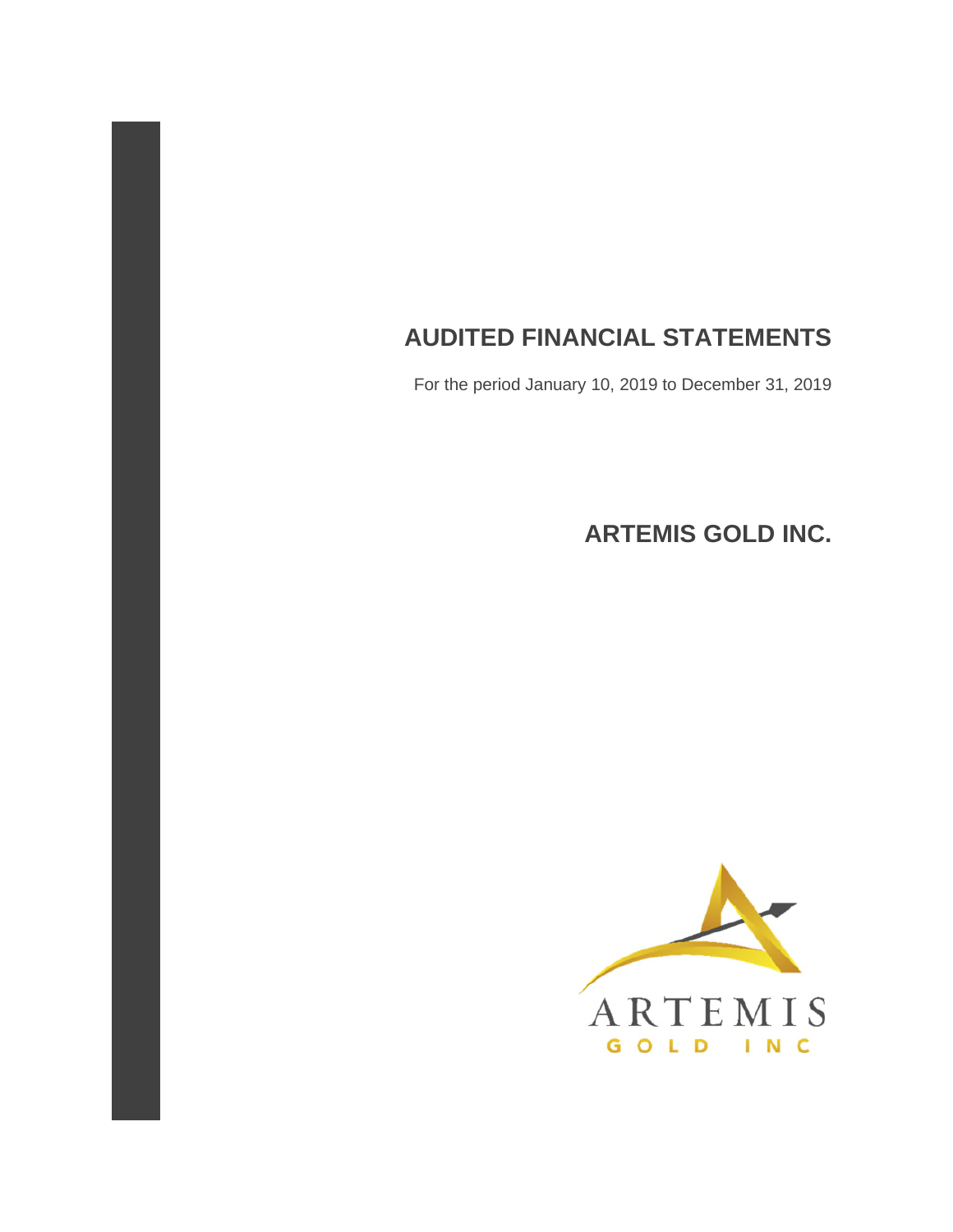# AUDITED FINANCIAL STATEMENTS

For the period January 10, 2019 to December 31, 2019

## ARTEMIS GOLD INC.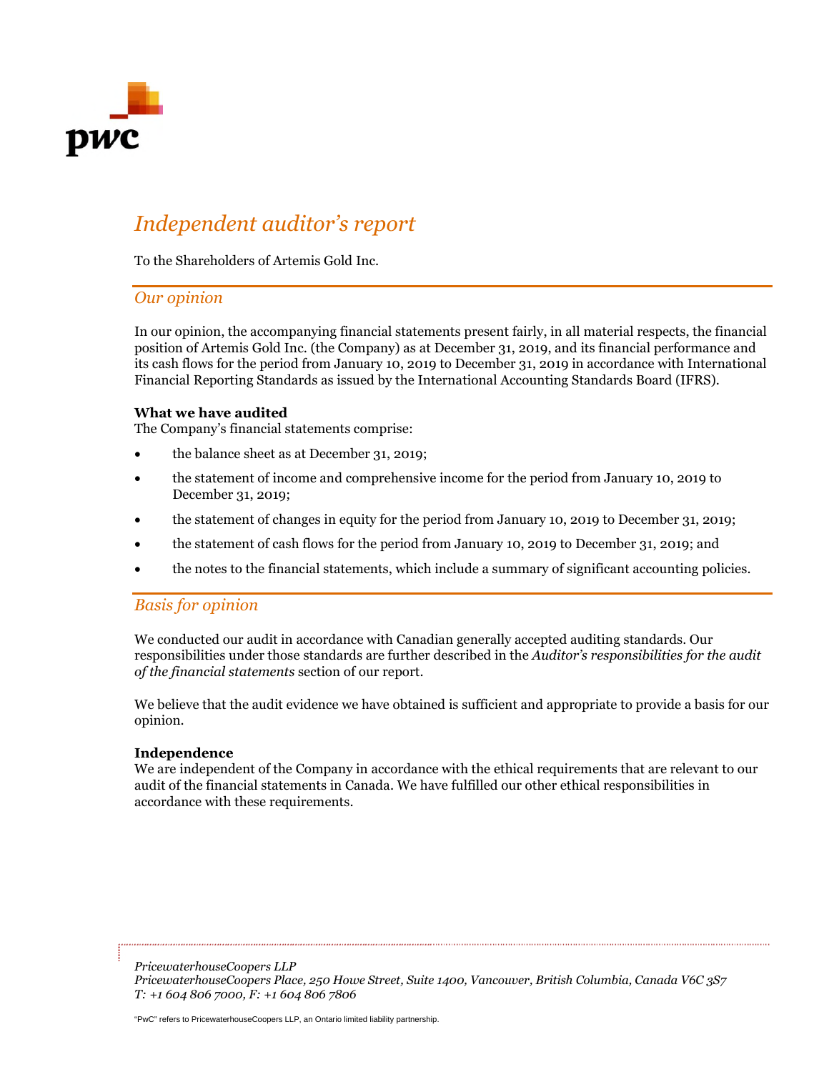# *Independent auditor's report*

To the Shareholders of Artemis Gold Inc.

## *Our opinion*

In our opinion, the accompanying financial statements present fairly, in all material respects, the financial position of Artemis Gold Inc. (the Company) as at December 31, 2019, and its financial performance and its cash flows for the period from January 10, 2019 to December 31, 2019 in accordance with International Financial Reporting Standards as issued by the International Accounting Standards Board (IFRS).

**What we have audited**

The Company's financial statements comprise:

- the balance sheet as at December 31, 2019;
- the statement of income and comprehensive income for the period from January 10, 2019 to December 31, 2019;
- the statement of changes in equity for the period from January 10, 2019 to December 31, 2019;
- the statement of cash flows for the period from January 10, 2019 to December 31, 2019; and
- the notes to the financial statements, which include a summary of significant accounting policies.

## *Basis for opinion*

We conducted our audit in accordance with Canadian generally accepted auditing standards. Our responsibilities under those standards are further described in the *Auditor's responsibilities for the audit of the financial statements* section of our report.

We believe that the audit evidence we have obtained is sufficient and appropriate to provide a basis for our opinion.

**Independence**

We are independent of the Company in accordance with the ethical requirements that are relevant to our audit of the financial statements in Canada. We have fulfilled our other ethical responsibilities in accordance with these requirements.

*PricewaterhouseCoopers LLP*
*PricewaterhouseCoopers Place, 250 Howe Street, Suite 1400, Vancouver, British Columbia, Canada V6C 3S7*
*T: +1 604 806 7000, F: +1 604 806 7806*

"PwC" refers to PricewaterhouseCoopers LLP, an Ontario limited liability partnership.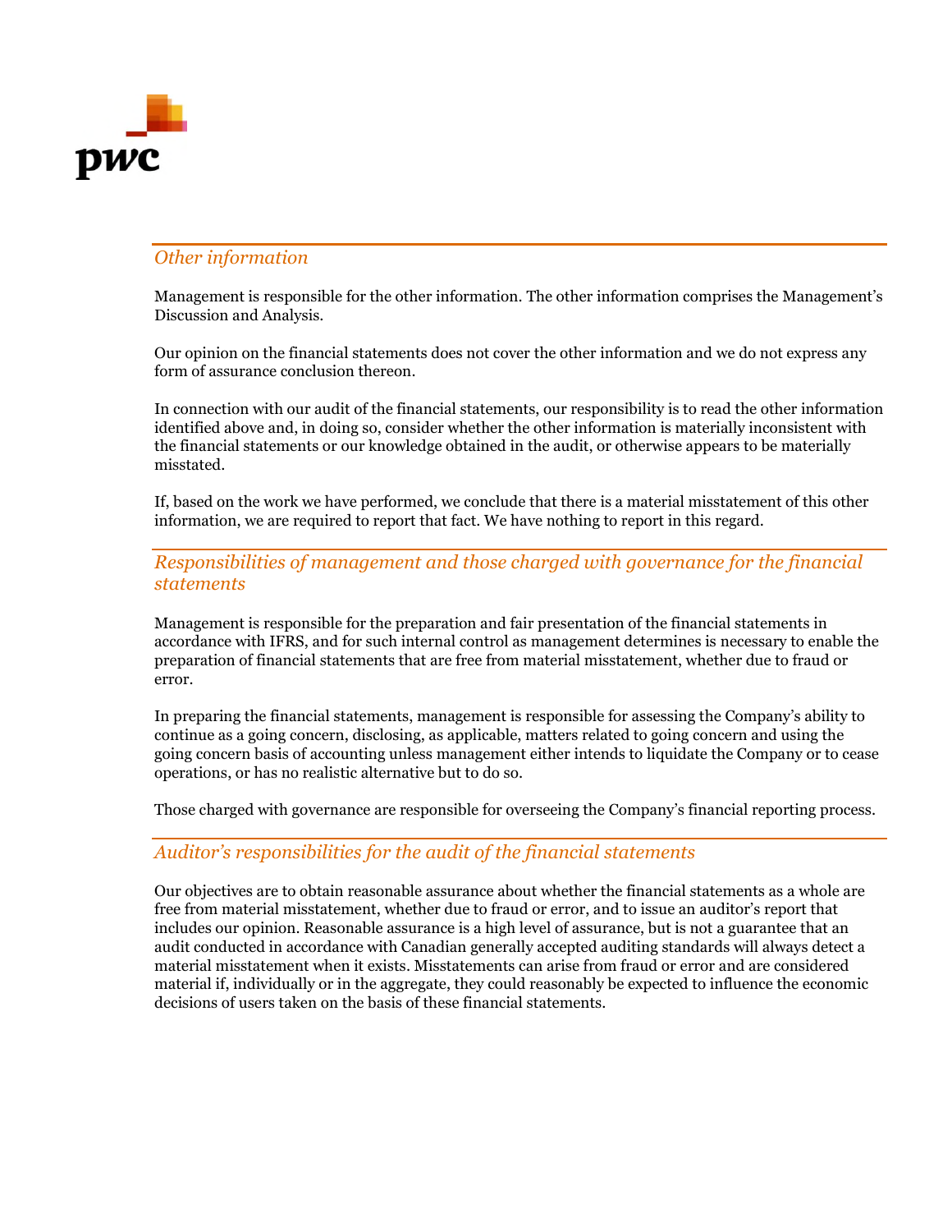## *Other information*

Management is responsible for the other information. The other information comprises the Management's Discussion and Analysis.

Our opinion on the financial statements does not cover the other information and we do not express any form of assurance conclusion thereon.

In connection with our audit of the financial statements, our responsibility is to read the other information identified above and, in doing so, consider whether the other information is materially inconsistent with the financial statements or our knowledge obtained in the audit, or otherwise appears to be materially misstated.

If, based on the work we have performed, we conclude that there is a material misstatement of this other information, we are required to report that fact. We have nothing to report in this regard.

## *Responsibilities of management and those charged with governance for the financial statements*

Management is responsible for the preparation and fair presentation of the financial statements in accordance with IFRS, and for such internal control as management determines is necessary to enable the preparation of financial statements that are free from material misstatement, whether due to fraud or error.

In preparing the financial statements, management is responsible for assessing the Company's ability to continue as a going concern, disclosing, as applicable, matters related to going concern and using the going concern basis of accounting unless management either intends to liquidate the Company or to cease operations, or has no realistic alternative but to do so.

Those charged with governance are responsible for overseeing the Company's financial reporting process.

## *Auditor's responsibilities for the audit of the financial statements*

Our objectives are to obtain reasonable assurance about whether the financial statements as a whole are free from material misstatement, whether due to fraud or error, and to issue an auditor's report that includes our opinion. Reasonable assurance is a high level of assurance, but is not a guarantee that an audit conducted in accordance with Canadian generally accepted auditing standards will always detect a material misstatement when it exists. Misstatements can arise from fraud or error and are considered material if, individually or in the aggregate, they could reasonably be expected to influence the economic decisions of users taken on the basis of these financial statements.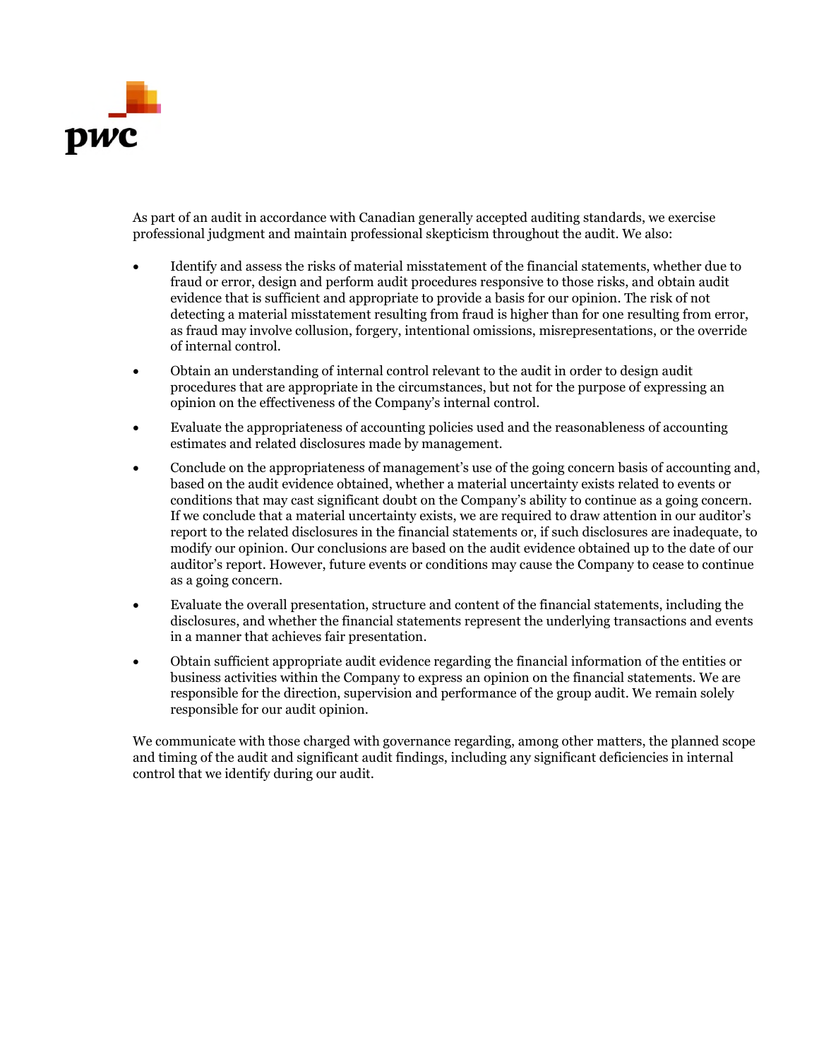As part of an audit in accordance with Canadian generally accepted auditing standards, we exercise professional judgment and maintain professional skepticism throughout the audit. We also:

- Identify and assess the risks of material misstatement of the financial statements, whether due to fraud or error, design and perform audit procedures responsive to those risks, and obtain audit evidence that is sufficient and appropriate to provide a basis for our opinion. The risk of not detecting a material misstatement resulting from fraud is higher than for one resulting from error, as fraud may involve collusion, forgery, intentional omissions, misrepresentations, or the override of internal control.
- Obtain an understanding of internal control relevant to the audit in order to design audit procedures that are appropriate in the circumstances, but not for the purpose of expressing an opinion on the effectiveness of the Company's internal control.
- Evaluate the appropriateness of accounting policies used and the reasonableness of accounting estimates and related disclosures made by management.
- Conclude on the appropriateness of management's use of the going concern basis of accounting and, based on the audit evidence obtained, whether a material uncertainty exists related to events or conditions that may cast significant doubt on the Company's ability to continue as a going concern. If we conclude that a material uncertainty exists, we are required to draw attention in our auditor's report to the related disclosures in the financial statements or, if such disclosures are inadequate, to modify our opinion. Our conclusions are based on the audit evidence obtained up to the date of our auditor's report. However, future events or conditions may cause the Company to cease to continue as a going concern.
- Evaluate the overall presentation, structure and content of the financial statements, including the disclosures, and whether the financial statements represent the underlying transactions and events in a manner that achieves fair presentation.
- Obtain sufficient appropriate audit evidence regarding the financial information of the entities or business activities within the Company to express an opinion on the financial statements. We are responsible for the direction, supervision and performance of the group audit. We remain solely responsible for our audit opinion.

We communicate with those charged with governance regarding, among other matters, the planned scope and timing of the audit and significant audit findings, including any significant deficiencies in internal control that we identify during our audit.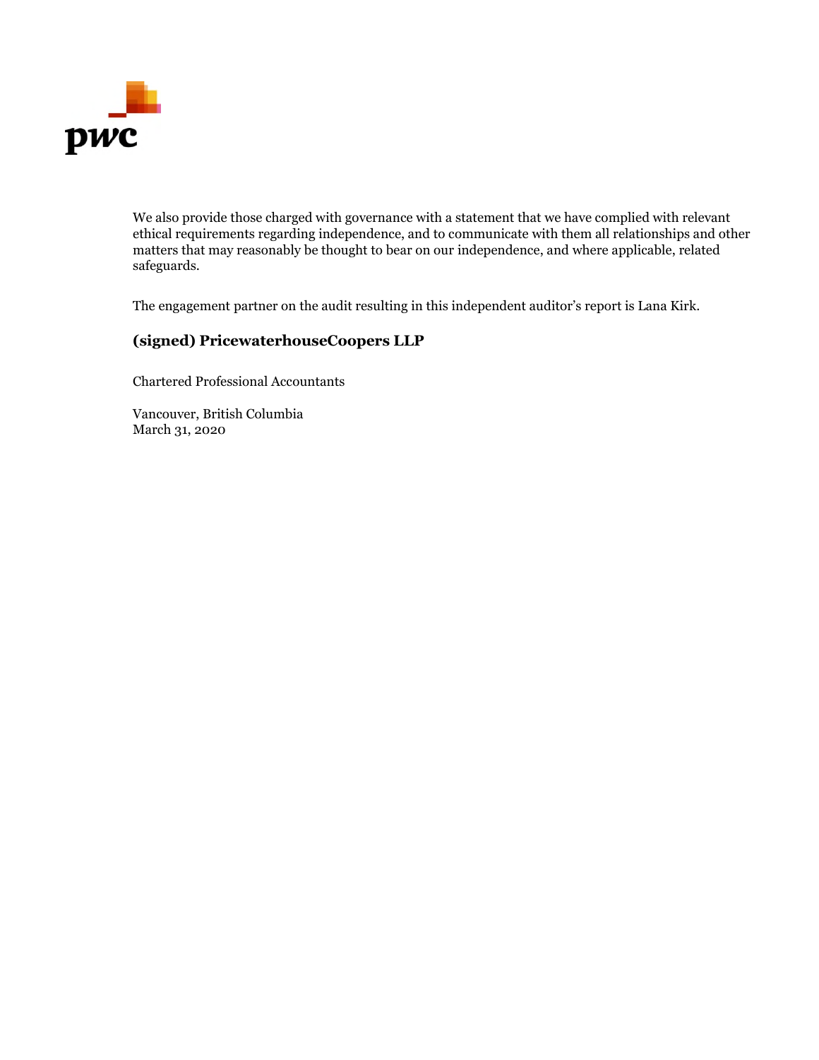We also provide those charged with governance with a statement that we have complied with relevant ethical requirements regarding independence, and to communicate with them all relationships and other matters that may reasonably be thought to bear on our independence, and where applicable, related safeguards.

The engagement partner on the audit resulting in this independent auditor's report is Lana Kirk.

**(signed) PricewaterhouseCoopers LLP**

Chartered Professional Accountants

Vancouver, British Columbia
March 31, 2020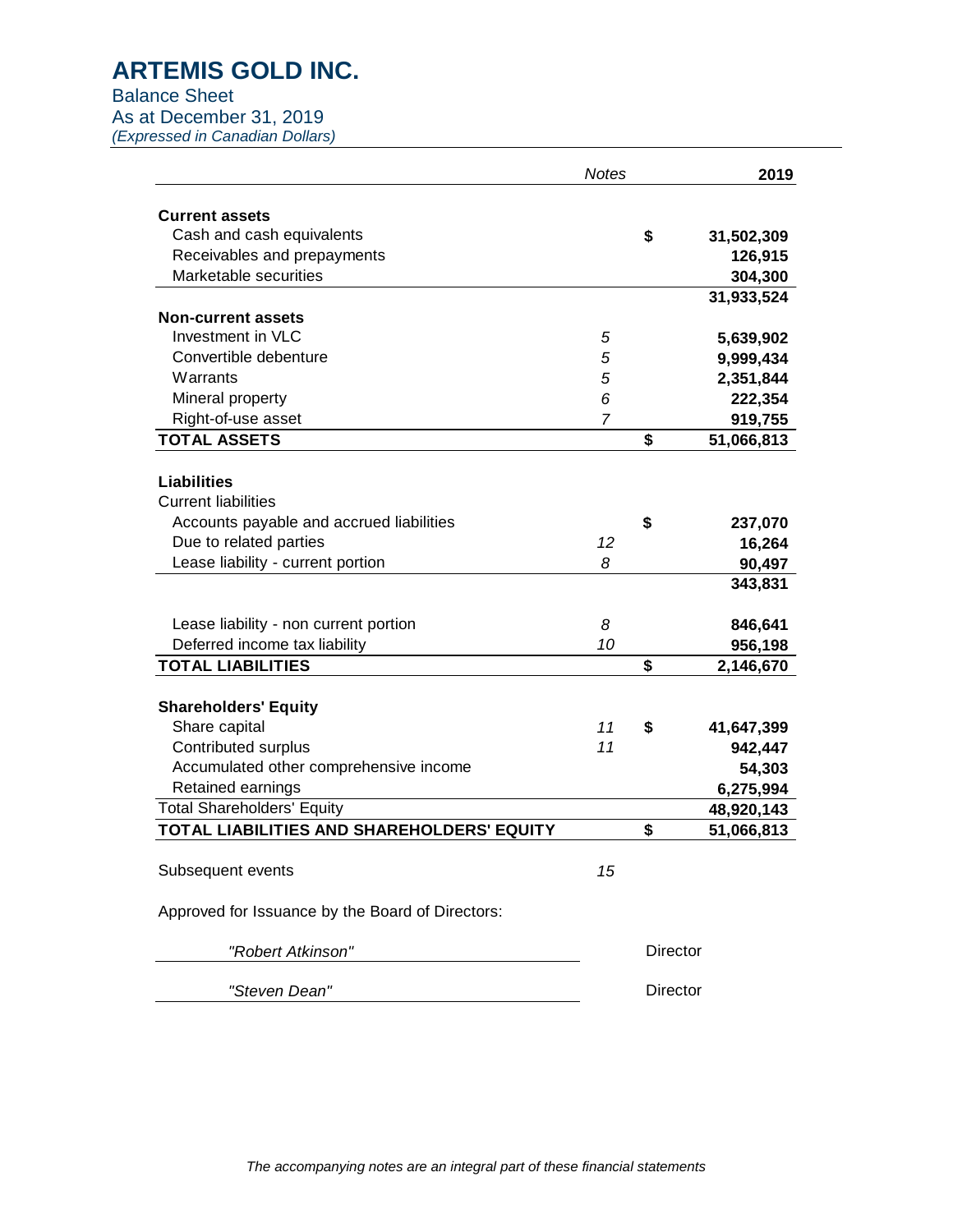# ARTEMIS GOLD INC.

Balance Sheet
As at December 31, 2019
*(Expressed in Canadian Dollars)*

| | *Notes* | | **2019** |
|---|---|---|---|
| **Current assets** | | | |
| Cash and cash equivalents | | **$** | **31,502,309** |
| Receivables and prepayments | | | **126,915** |
| Marketable securities | | | **304,300** |
| | | | **31,933,524** |
| **Non-current assets** | | | |
| Investment in VLC | *5* | | **5,639,902** |
| Convertible debenture | *5* | | **9,999,434** |
| Warrants | *5* | | **2,351,844** |
| Mineral property | *6* | | **222,354** |
| Right-of-use asset | *7* | | **919,755** |
| **TOTAL ASSETS** | | **$** | **51,066,813** |
| | | | |
| **Liabilities** | | | |
| Current liabilities | | | |
| Accounts payable and accrued liabilities | | **$** | **237,070** |
| Due to related parties | *12* | | **16,264** |
| Lease liability - current portion | *8* | | **90,497** |
| | | | **343,831** |
| | | | |
| Lease liability - non current portion | *8* | | **846,641** |
| Deferred income tax liability | *10* | | **956,198** |
| **TOTAL LIABILITIES** | | **$** | **2,146,670** |
| | | | |
| **Shareholders' Equity** | | | |
| Share capital | *11* | **$** | **41,647,399** |
| Contributed surplus | *11* | | **942,447** |
| Accumulated other comprehensive income | | | **54,303** |
| Retained earnings | | | **6,275,994** |
| Total Shareholders' Equity | | | **48,920,143** |
| **TOTAL LIABILITIES AND SHAREHOLDERS' EQUITY** | | **$** | **51,066,813** |

Subsequent events *15*

Approved for Issuance by the Board of Directors:

*"Robert Atkinson"* Director

*"Steven Dean"* Director

*The accompanying notes are an integral part of these financial statements*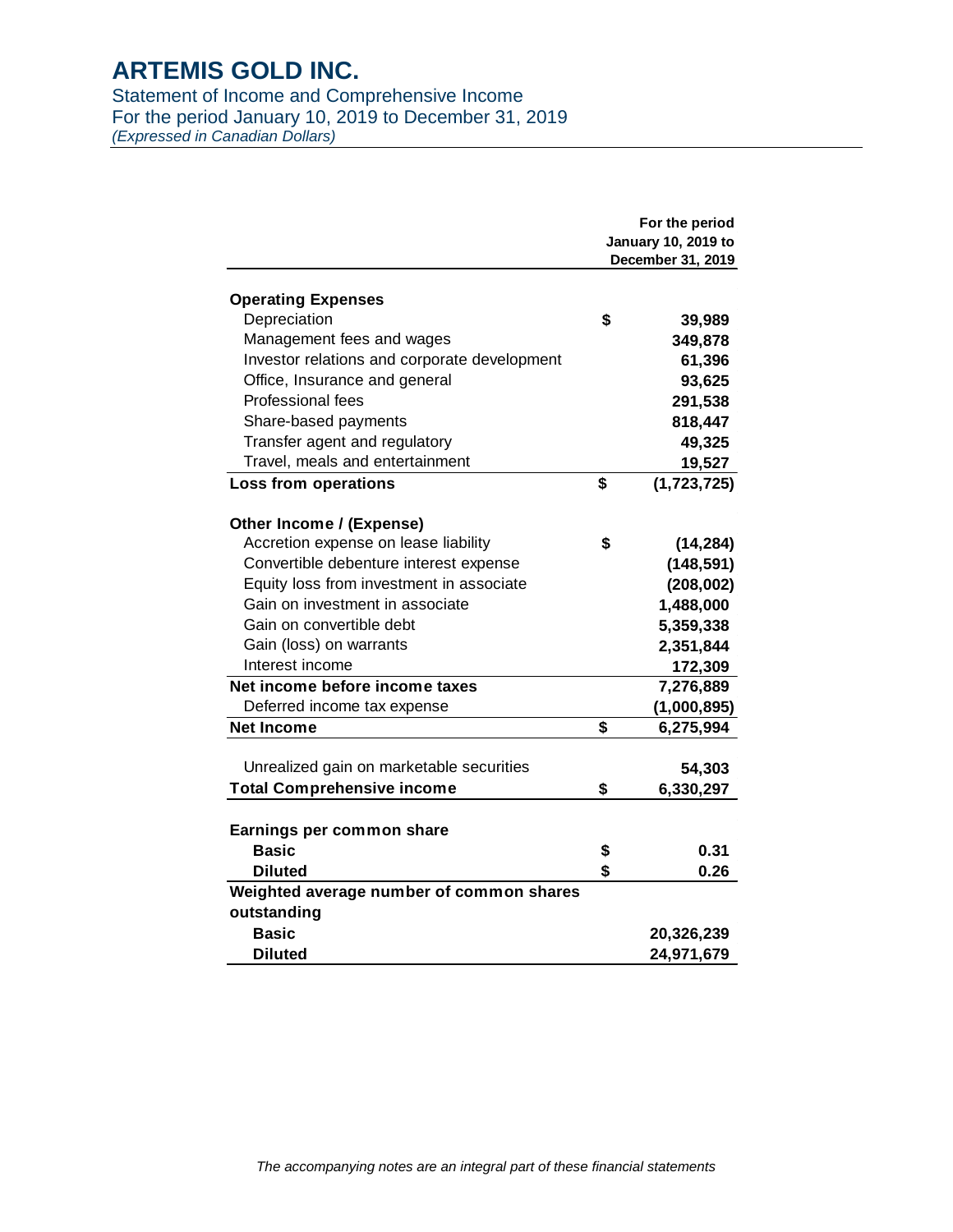# ARTEMIS GOLD INC.

Statement of Income and Comprehensive Income
For the period January 10, 2019 to December 31, 2019
*(Expressed in Canadian Dollars)*

| | | For the period January 10, 2019 to December 31, 2019 |
|---|---|---|
| **Operating Expenses** | | |
| Depreciation | $ | 39,989 |
| Management fees and wages | | 349,878 |
| Investor relations and corporate development | | 61,396 |
| Office, Insurance and general | | 93,625 |
| Professional fees | | 291,538 |
| Share-based payments | | 818,447 |
| Transfer agent and regulatory | | 49,325 |
| Travel, meals and entertainment | | 19,527 |
| **Loss from operations** | $ | (1,723,725) |
| **Other Income / (Expense)** | | |
| Accretion expense on lease liability | $ | (14,284) |
| Convertible debenture interest expense | | (148,591) |
| Equity loss from investment in associate | | (208,002) |
| Gain on investment in associate | | 1,488,000 |
| Gain on convertible debt | | 5,359,338 |
| Gain (loss) on warrants | | 2,351,844 |
| Interest income | | 172,309 |
| **Net income before income taxes** | | 7,276,889 |
| Deferred income tax expense | | (1,000,895) |
| **Net Income** | $ | 6,275,994 |
| Unrealized gain on marketable securities | | 54,303 |
| **Total Comprehensive income** | $ | 6,330,297 |
| **Earnings per common share** | | |
| **Basic** | $ | 0.31 |
| **Diluted** | $ | 0.26 |
| **Weighted average number of common shares outstanding** | | |
| **Basic** | | 20,326,239 |
| **Diluted** | | 24,971,679 |

*The accompanying notes are an integral part of these financial statements*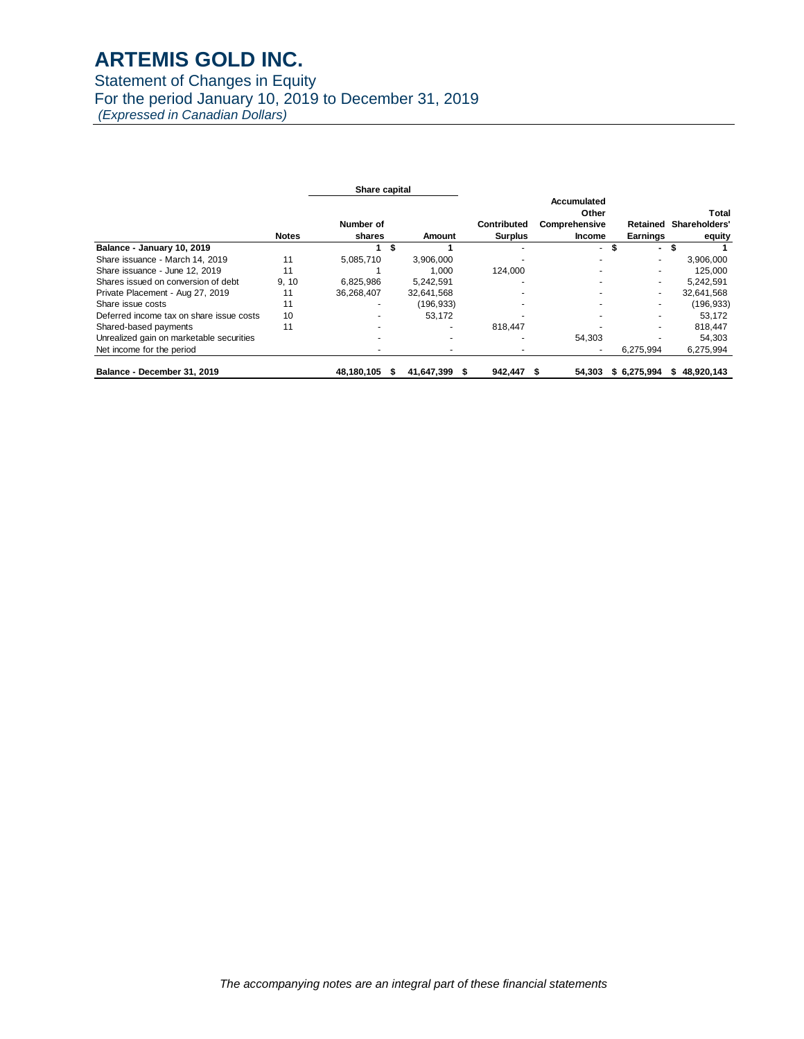# ARTEMIS GOLD INC.

Statement of Changes in Equity

For the period January 10, 2019 to December 31, 2019

*(Expressed in Canadian Dollars)*

| | | Share capital | | | | | |
|---|---|---|---|---|---|---|---|
| | Notes | Number of shares | Amount | Contributed Surplus | Accumulated Other Comprehensive Income | Retained Earnings | Total Shareholders' equity |
| **Balance - January 10, 2019** | | **1** | **$ 1** | - | - | **$ -** | **$ 1** |
| Share issuance - March 14, 2019 | 11 | 5,085,710 | 3,906,000 | - | - | - | 3,906,000 |
| Share issuance - June 12, 2019 | 11 | 1 | 1,000 | 124,000 | - | - | 125,000 |
| Shares issued on conversion of debt | 9, 10 | 6,825,986 | 5,242,591 | - | - | - | 5,242,591 |
| Private Placement - Aug 27, 2019 | 11 | 36,268,407 | 32,641,568 | - | - | - | 32,641,568 |
| Share issue costs | 11 | - | (196,933) | - | - | - | (196,933) |
| Deferred income tax on share issue costs | 10 | - | 53,172 | - | - | - | 53,172 |
| Shared-based payments | 11 | - | - | 818,447 | - | - | 818,447 |
| Unrealized gain on marketable securities | | - | - | - | 54,303 | - | 54,303 |
| Net income for the period | | - | - | - | - | 6,275,994 | 6,275,994 |
| **Balance - December 31, 2019** | | **48,180,105** | **$ 41,647,399** | **$ 942,447** | **$ 54,303** | **$ 6,275,994** | **$ 48,920,143** |

*The accompanying notes are an integral part of these financial statements*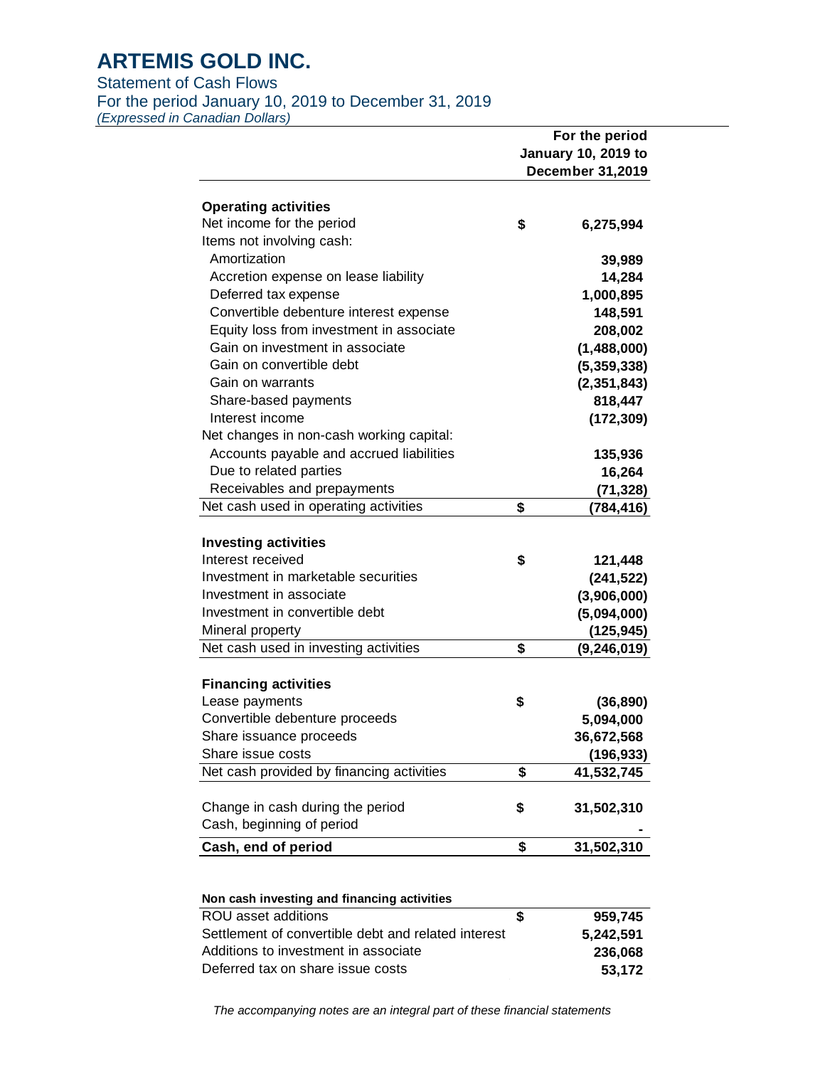# ARTEMIS GOLD INC.

Statement of Cash Flows
For the period January 10, 2019 to December 31, 2019
*(Expressed in Canadian Dollars)*

| | | For the period January 10, 2019 to December 31,2019 |
|---|---|---|
| **Operating activities** | | |
| Net income for the period | $ | 6,275,994 |
| Items not involving cash: | | |
| Amortization | | 39,989 |
| Accretion expense on lease liability | | 14,284 |
| Deferred tax expense | | 1,000,895 |
| Convertible debenture interest expense | | 148,591 |
| Equity loss from investment in associate | | 208,002 |
| Gain on investment in associate | | (1,488,000) |
| Gain on convertible debt | | (5,359,338) |
| Gain on warrants | | (2,351,843) |
| Share-based payments | | 818,447 |
| Interest income | | (172,309) |
| Net changes in non-cash working capital: | | |
| Accounts payable and accrued liabilities | | 135,936 |
| Due to related parties | | 16,264 |
| Receivables and prepayments | | (71,328) |
| Net cash used in operating activities | $ | (784,416) |
| **Investing activities** | | |
| Interest received | $ | 121,448 |
| Investment in marketable securities | | (241,522) |
| Investment in associate | | (3,906,000) |
| Investment in convertible debt | | (5,094,000) |
| Mineral property | | (125,945) |
| Net cash used in investing activities | $ | (9,246,019) |
| **Financing activities** | | |
| Lease payments | $ | (36,890) |
| Convertible debenture proceeds | | 5,094,000 |
| Share issuance proceeds | | 36,672,568 |
| Share issue costs | | (196,933) |
| Net cash provided by financing activities | $ | 41,532,745 |
| Change in cash during the period | $ | 31,502,310 |
| Cash, beginning of period | | - |
| **Cash, end of period** | **$** | **31,502,310** |

| **Non cash investing and financing activities** | | |
|---|---|---|
| ROU asset additions | $ | 959,745 |
| Settlement of convertible debt and related interest | | 5,242,591 |
| Additions to investment in associate | | 236,068 |
| Deferred tax on share issue costs | | 53,172 |

*The accompanying notes are an integral part of these financial statements*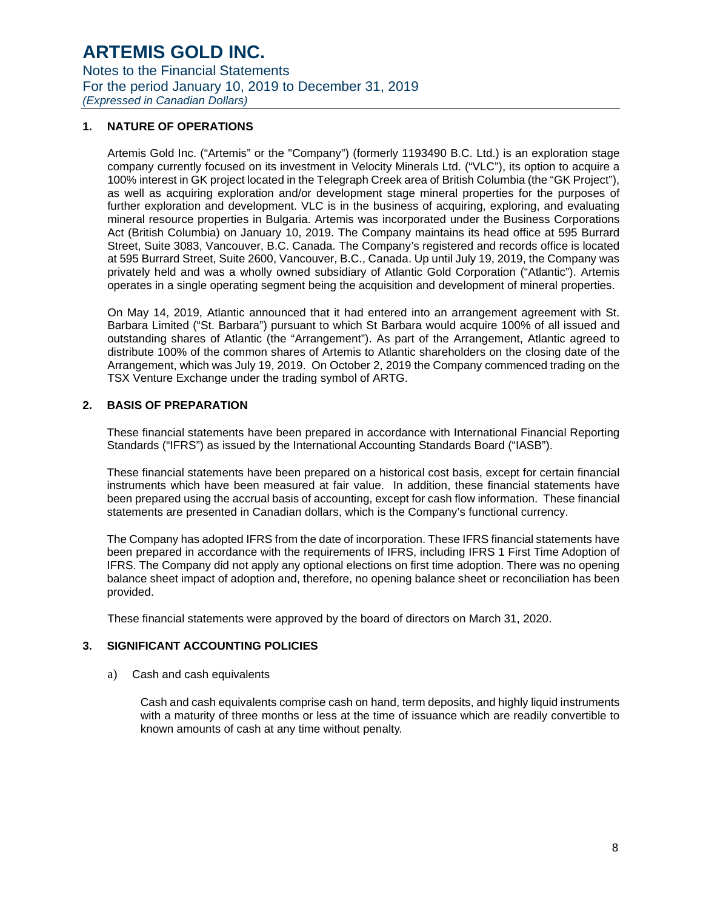# ARTEMIS GOLD INC.

Notes to the Financial Statements
For the period January 10, 2019 to December 31, 2019
*(Expressed in Canadian Dollars)*

## 1. NATURE OF OPERATIONS

Artemis Gold Inc. ("Artemis" or the "Company") (formerly 1193490 B.C. Ltd.) is an exploration stage company currently focused on its investment in Velocity Minerals Ltd. ("VLC"), its option to acquire a 100% interest in GK project located in the Telegraph Creek area of British Columbia (the "GK Project"), as well as acquiring exploration and/or development stage mineral properties for the purposes of further exploration and development. VLC is in the business of acquiring, exploring, and evaluating mineral resource properties in Bulgaria. Artemis was incorporated under the Business Corporations Act (British Columbia) on January 10, 2019. The Company maintains its head office at 595 Burrard Street, Suite 3083, Vancouver, B.C. Canada. The Company's registered and records office is located at 595 Burrard Street, Suite 2600, Vancouver, B.C., Canada. Up until July 19, 2019, the Company was privately held and was a wholly owned subsidiary of Atlantic Gold Corporation ("Atlantic"). Artemis operates in a single operating segment being the acquisition and development of mineral properties.

On May 14, 2019, Atlantic announced that it had entered into an arrangement agreement with St. Barbara Limited ("St. Barbara") pursuant to which St Barbara would acquire 100% of all issued and outstanding shares of Atlantic (the "Arrangement"). As part of the Arrangement, Atlantic agreed to distribute 100% of the common shares of Artemis to Atlantic shareholders on the closing date of the Arrangement, which was July 19, 2019. On October 2, 2019 the Company commenced trading on the TSX Venture Exchange under the trading symbol of ARTG.

## 2. BASIS OF PREPARATION

These financial statements have been prepared in accordance with International Financial Reporting Standards ("IFRS") as issued by the International Accounting Standards Board ("IASB").

These financial statements have been prepared on a historical cost basis, except for certain financial instruments which have been measured at fair value. In addition, these financial statements have been prepared using the accrual basis of accounting, except for cash flow information. These financial statements are presented in Canadian dollars, which is the Company's functional currency.

The Company has adopted IFRS from the date of incorporation. These IFRS financial statements have been prepared in accordance with the requirements of IFRS, including IFRS 1 First Time Adoption of IFRS. The Company did not apply any optional elections on first time adoption. There was no opening balance sheet impact of adoption and, therefore, no opening balance sheet or reconciliation has been provided.

These financial statements were approved by the board of directors on March 31, 2020.

## 3. SIGNIFICANT ACCOUNTING POLICIES

a) Cash and cash equivalents

Cash and cash equivalents comprise cash on hand, term deposits, and highly liquid instruments with a maturity of three months or less at the time of issuance which are readily convertible to known amounts of cash at any time without penalty.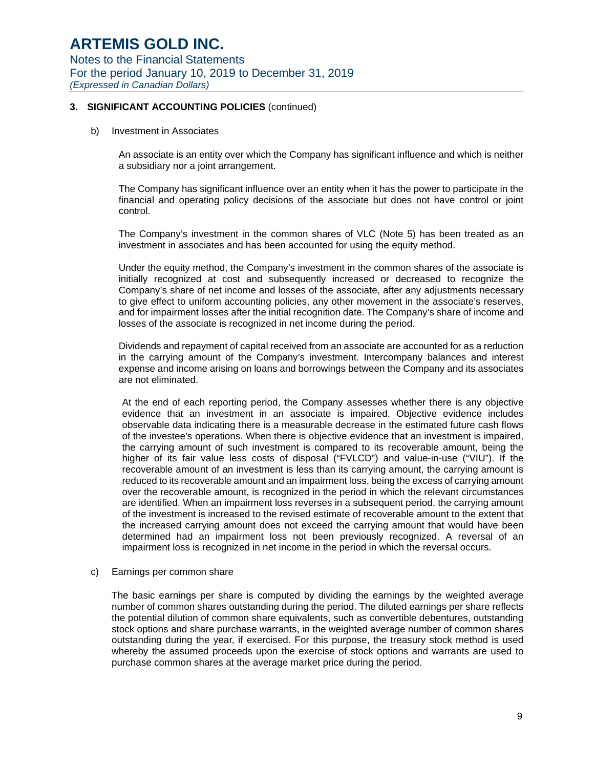## 3. SIGNIFICANT ACCOUNTING POLICIES (continued)

b) Investment in Associates

An associate is an entity over which the Company has significant influence and which is neither a subsidiary nor a joint arrangement.

The Company has significant influence over an entity when it has the power to participate in the financial and operating policy decisions of the associate but does not have control or joint control.

The Company's investment in the common shares of VLC (Note 5) has been treated as an investment in associates and has been accounted for using the equity method.

Under the equity method, the Company's investment in the common shares of the associate is initially recognized at cost and subsequently increased or decreased to recognize the Company's share of net income and losses of the associate, after any adjustments necessary to give effect to uniform accounting policies, any other movement in the associate's reserves, and for impairment losses after the initial recognition date. The Company's share of income and losses of the associate is recognized in net income during the period.

Dividends and repayment of capital received from an associate are accounted for as a reduction in the carrying amount of the Company's investment. Intercompany balances and interest expense and income arising on loans and borrowings between the Company and its associates are not eliminated.

At the end of each reporting period, the Company assesses whether there is any objective evidence that an investment in an associate is impaired. Objective evidence includes observable data indicating there is a measurable decrease in the estimated future cash flows of the investee's operations. When there is objective evidence that an investment is impaired, the carrying amount of such investment is compared to its recoverable amount, being the higher of its fair value less costs of disposal ("FVLCD") and value-in-use ("VIU"). If the recoverable amount of an investment is less than its carrying amount, the carrying amount is reduced to its recoverable amount and an impairment loss, being the excess of carrying amount over the recoverable amount, is recognized in the period in which the relevant circumstances are identified. When an impairment loss reverses in a subsequent period, the carrying amount of the investment is increased to the revised estimate of recoverable amount to the extent that the increased carrying amount does not exceed the carrying amount that would have been determined had an impairment loss not been previously recognized. A reversal of an impairment loss is recognized in net income in the period in which the reversal occurs.

c) Earnings per common share

The basic earnings per share is computed by dividing the earnings by the weighted average number of common shares outstanding during the period. The diluted earnings per share reflects the potential dilution of common share equivalents, such as convertible debentures, outstanding stock options and share purchase warrants, in the weighted average number of common shares outstanding during the year, if exercised. For this purpose, the treasury stock method is used whereby the assumed proceeds upon the exercise of stock options and warrants are used to purchase common shares at the average market price during the period.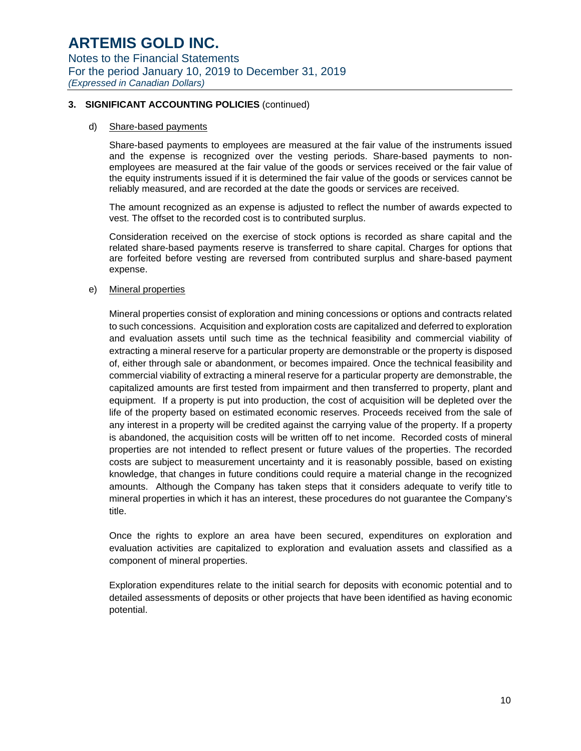## 3. SIGNIFICANT ACCOUNTING POLICIES (continued)

### d) Share-based payments

Share-based payments to employees are measured at the fair value of the instruments issued and the expense is recognized over the vesting periods. Share-based payments to non-employees are measured at the fair value of the goods or services received or the fair value of the equity instruments issued if it is determined the fair value of the goods or services cannot be reliably measured, and are recorded at the date the goods or services are received.

The amount recognized as an expense is adjusted to reflect the number of awards expected to vest. The offset to the recorded cost is to contributed surplus.

Consideration received on the exercise of stock options is recorded as share capital and the related share-based payments reserve is transferred to share capital. Charges for options that are forfeited before vesting are reversed from contributed surplus and share-based payment expense.

### e) Mineral properties

Mineral properties consist of exploration and mining concessions or options and contracts related to such concessions. Acquisition and exploration costs are capitalized and deferred to exploration and evaluation assets until such time as the technical feasibility and commercial viability of extracting a mineral reserve for a particular property are demonstrable or the property is disposed of, either through sale or abandonment, or becomes impaired. Once the technical feasibility and commercial viability of extracting a mineral reserve for a particular property are demonstrable, the capitalized amounts are first tested from impairment and then transferred to property, plant and equipment. If a property is put into production, the cost of acquisition will be depleted over the life of the property based on estimated economic reserves. Proceeds received from the sale of any interest in a property will be credited against the carrying value of the property. If a property is abandoned, the acquisition costs will be written off to net income. Recorded costs of mineral properties are not intended to reflect present or future values of the properties. The recorded costs are subject to measurement uncertainty and it is reasonably possible, based on existing knowledge, that changes in future conditions could require a material change in the recognized amounts. Although the Company has taken steps that it considers adequate to verify title to mineral properties in which it has an interest, these procedures do not guarantee the Company's title.

Once the rights to explore an area have been secured, expenditures on exploration and evaluation activities are capitalized to exploration and evaluation assets and classified as a component of mineral properties.

Exploration expenditures relate to the initial search for deposits with economic potential and to detailed assessments of deposits or other projects that have been identified as having economic potential.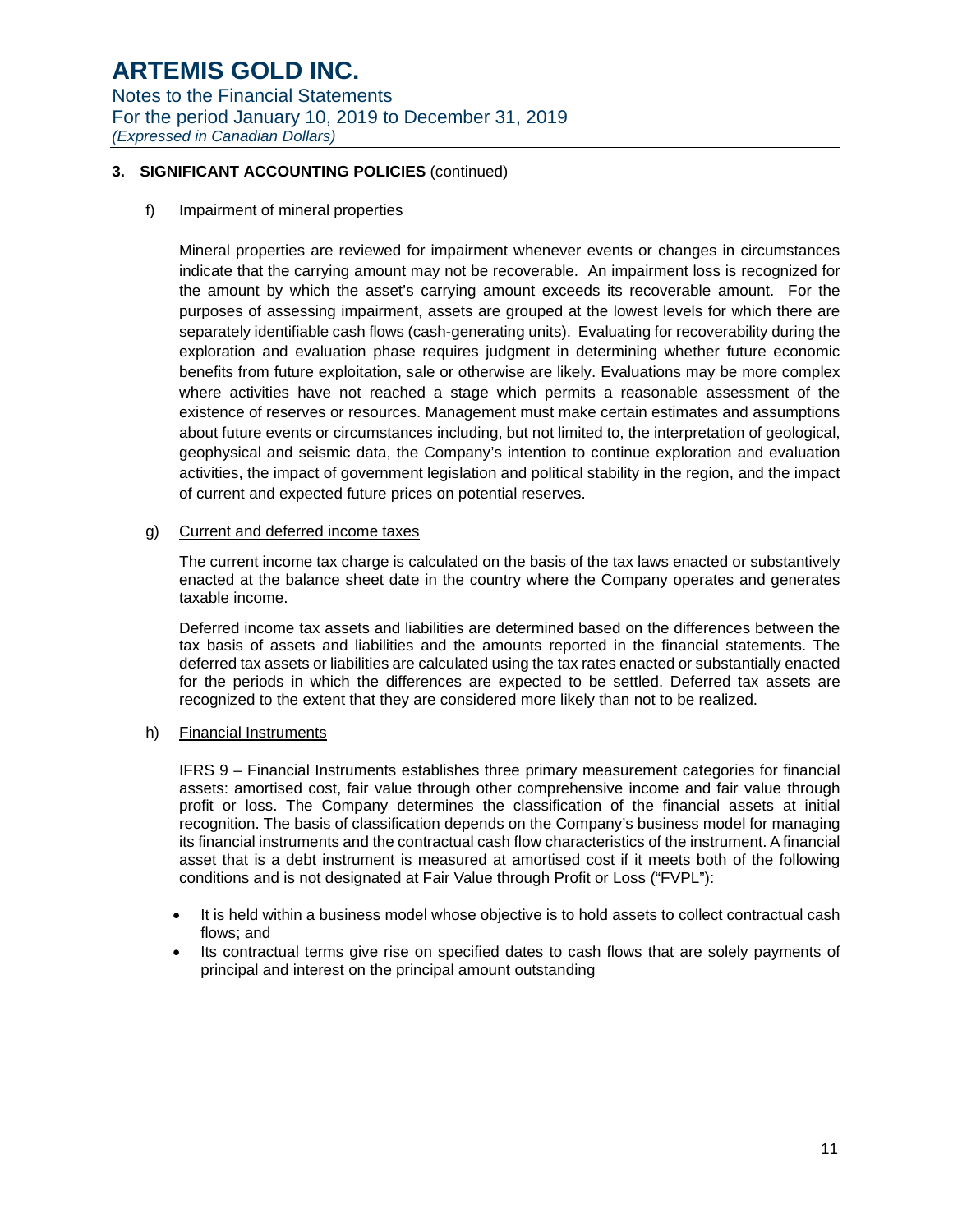### 3. SIGNIFICANT ACCOUNTING POLICIES (continued)

f) Impairment of mineral properties

Mineral properties are reviewed for impairment whenever events or changes in circumstances indicate that the carrying amount may not be recoverable. An impairment loss is recognized for the amount by which the asset's carrying amount exceeds its recoverable amount. For the purposes of assessing impairment, assets are grouped at the lowest levels for which there are separately identifiable cash flows (cash-generating units). Evaluating for recoverability during the exploration and evaluation phase requires judgment in determining whether future economic benefits from future exploitation, sale or otherwise are likely. Evaluations may be more complex where activities have not reached a stage which permits a reasonable assessment of the existence of reserves or resources. Management must make certain estimates and assumptions about future events or circumstances including, but not limited to, the interpretation of geological, geophysical and seismic data, the Company's intention to continue exploration and evaluation activities, the impact of government legislation and political stability in the region, and the impact of current and expected future prices on potential reserves.

g) Current and deferred income taxes

The current income tax charge is calculated on the basis of the tax laws enacted or substantively enacted at the balance sheet date in the country where the Company operates and generates taxable income.

Deferred income tax assets and liabilities are determined based on the differences between the tax basis of assets and liabilities and the amounts reported in the financial statements. The deferred tax assets or liabilities are calculated using the tax rates enacted or substantially enacted for the periods in which the differences are expected to be settled. Deferred tax assets are recognized to the extent that they are considered more likely than not to be realized.

h) Financial Instruments

IFRS 9 – Financial Instruments establishes three primary measurement categories for financial assets: amortised cost, fair value through other comprehensive income and fair value through profit or loss. The Company determines the classification of the financial assets at initial recognition. The basis of classification depends on the Company's business model for managing its financial instruments and the contractual cash flow characteristics of the instrument. A financial asset that is a debt instrument is measured at amortised cost if it meets both of the following conditions and is not designated at Fair Value through Profit or Loss ("FVPL"):

- It is held within a business model whose objective is to hold assets to collect contractual cash flows; and
- Its contractual terms give rise on specified dates to cash flows that are solely payments of principal and interest on the principal amount outstanding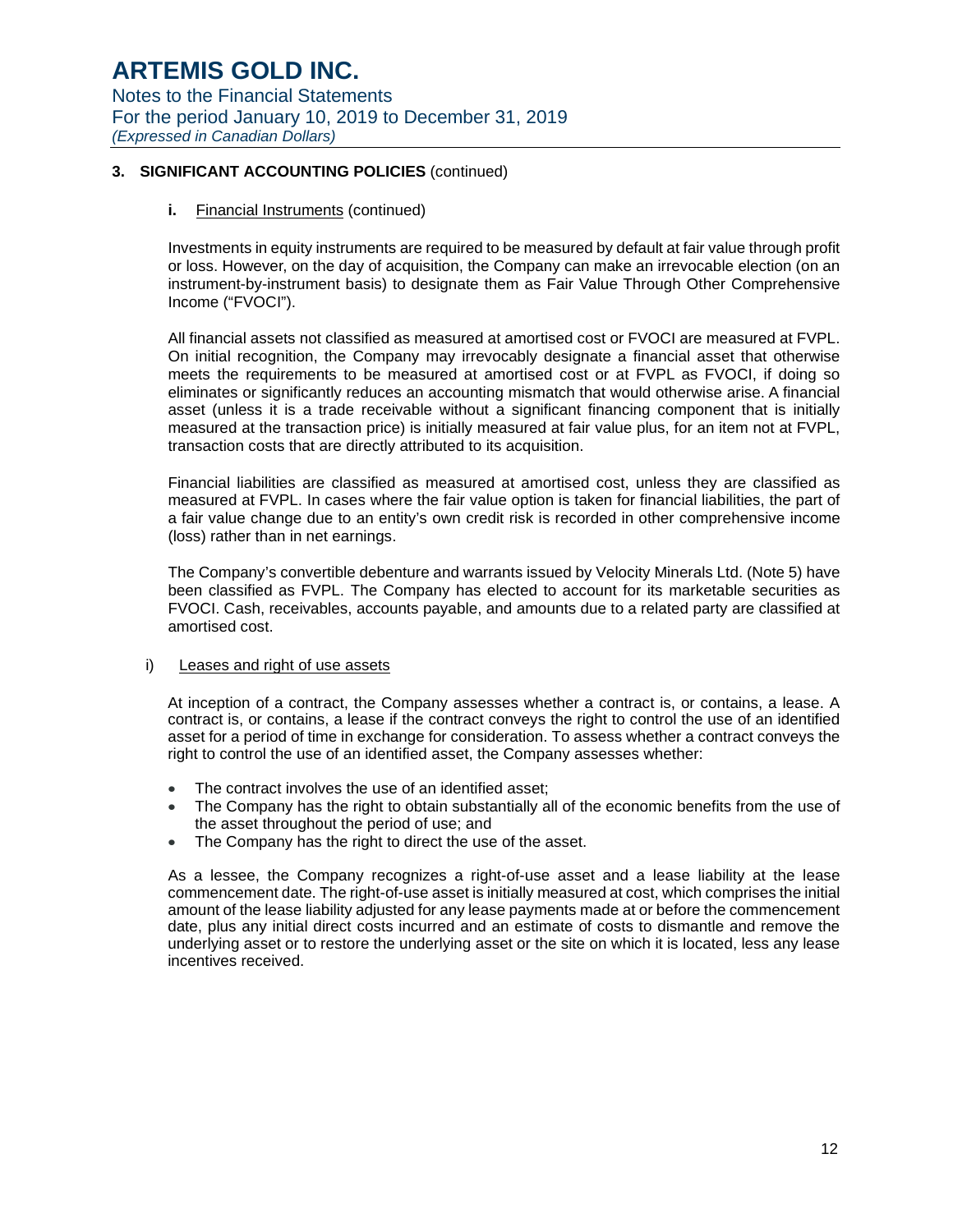**3. SIGNIFICANT ACCOUNTING POLICIES** (continued)

**i.** Financial Instruments (continued)

Investments in equity instruments are required to be measured by default at fair value through profit or loss. However, on the day of acquisition, the Company can make an irrevocable election (on an instrument-by-instrument basis) to designate them as Fair Value Through Other Comprehensive Income ("FVOCI").

All financial assets not classified as measured at amortised cost or FVOCI are measured at FVPL. On initial recognition, the Company may irrevocably designate a financial asset that otherwise meets the requirements to be measured at amortised cost or at FVPL as FVOCI, if doing so eliminates or significantly reduces an accounting mismatch that would otherwise arise. A financial asset (unless it is a trade receivable without a significant financing component that is initially measured at the transaction price) is initially measured at fair value plus, for an item not at FVPL, transaction costs that are directly attributed to its acquisition.

Financial liabilities are classified as measured at amortised cost, unless they are classified as measured at FVPL. In cases where the fair value option is taken for financial liabilities, the part of a fair value change due to an entity's own credit risk is recorded in other comprehensive income (loss) rather than in net earnings.

The Company's convertible debenture and warrants issued by Velocity Minerals Ltd. (Note 5) have been classified as FVPL. The Company has elected to account for its marketable securities as FVOCI. Cash, receivables, accounts payable, and amounts due to a related party are classified at amortised cost.

i) Leases and right of use assets

At inception of a contract, the Company assesses whether a contract is, or contains, a lease. A contract is, or contains, a lease if the contract conveys the right to control the use of an identified asset for a period of time in exchange for consideration. To assess whether a contract conveys the right to control the use of an identified asset, the Company assesses whether:

- The contract involves the use of an identified asset;
- The Company has the right to obtain substantially all of the economic benefits from the use of the asset throughout the period of use; and
- The Company has the right to direct the use of the asset.

As a lessee, the Company recognizes a right-of-use asset and a lease liability at the lease commencement date. The right-of-use asset is initially measured at cost, which comprises the initial amount of the lease liability adjusted for any lease payments made at or before the commencement date, plus any initial direct costs incurred and an estimate of costs to dismantle and remove the underlying asset or to restore the underlying asset or the site on which it is located, less any lease incentives received.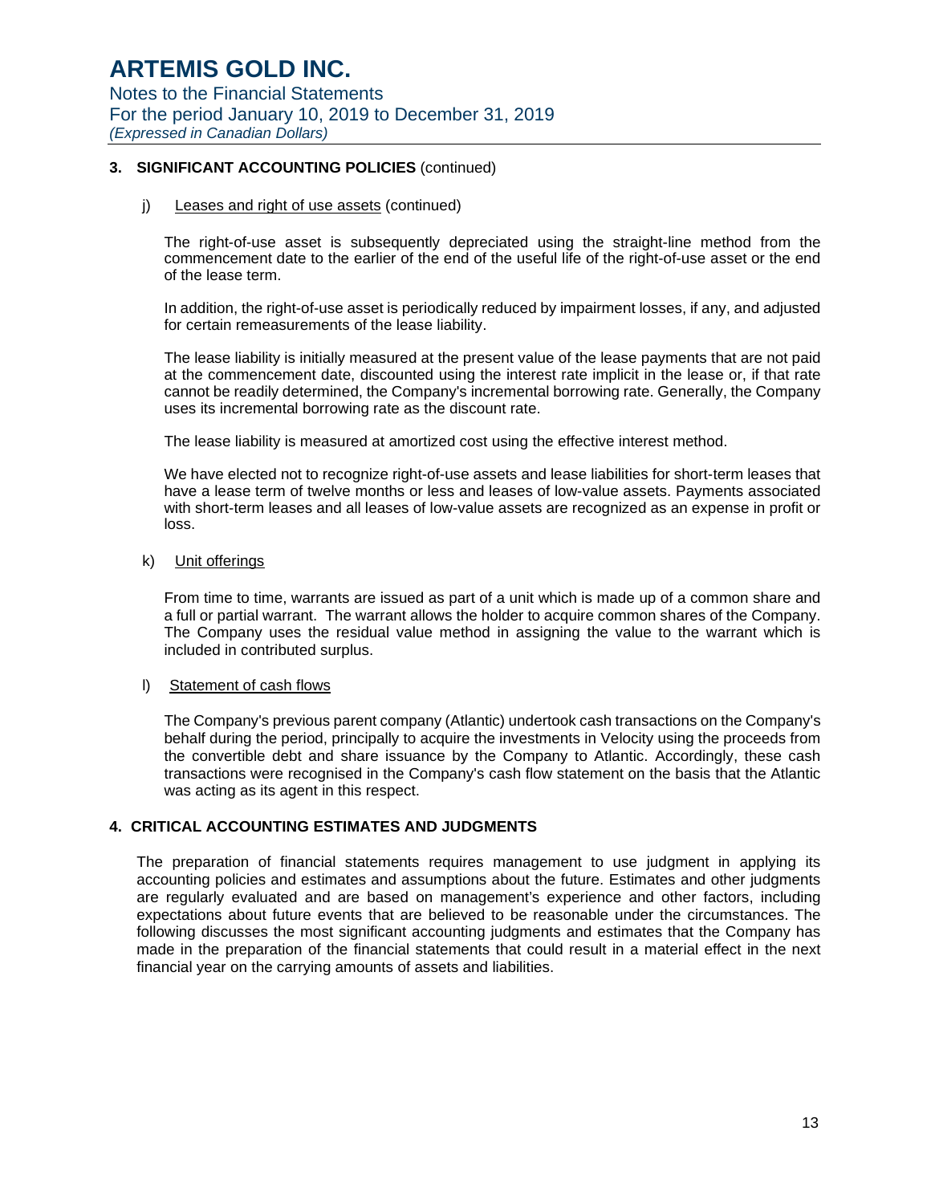### 3. SIGNIFICANT ACCOUNTING POLICIES (continued)

j) Leases and right of use assets (continued)

The right-of-use asset is subsequently depreciated using the straight-line method from the commencement date to the earlier of the end of the useful life of the right-of-use asset or the end of the lease term.

In addition, the right-of-use asset is periodically reduced by impairment losses, if any, and adjusted for certain remeasurements of the lease liability.

The lease liability is initially measured at the present value of the lease payments that are not paid at the commencement date, discounted using the interest rate implicit in the lease or, if that rate cannot be readily determined, the Company's incremental borrowing rate. Generally, the Company uses its incremental borrowing rate as the discount rate.

The lease liability is measured at amortized cost using the effective interest method.

We have elected not to recognize right-of-use assets and lease liabilities for short-term leases that have a lease term of twelve months or less and leases of low-value assets. Payments associated with short-term leases and all leases of low-value assets are recognized as an expense in profit or loss.

k) Unit offerings

From time to time, warrants are issued as part of a unit which is made up of a common share and a full or partial warrant. The warrant allows the holder to acquire common shares of the Company. The Company uses the residual value method in assigning the value to the warrant which is included in contributed surplus.

l) Statement of cash flows

The Company's previous parent company (Atlantic) undertook cash transactions on the Company's behalf during the period, principally to acquire the investments in Velocity using the proceeds from the convertible debt and share issuance by the Company to Atlantic. Accordingly, these cash transactions were recognised in the Company's cash flow statement on the basis that the Atlantic was acting as its agent in this respect.

### 4. CRITICAL ACCOUNTING ESTIMATES AND JUDGMENTS

The preparation of financial statements requires management to use judgment in applying its accounting policies and estimates and assumptions about the future. Estimates and other judgments are regularly evaluated and are based on management's experience and other factors, including expectations about future events that are believed to be reasonable under the circumstances. The following discusses the most significant accounting judgments and estimates that the Company has made in the preparation of the financial statements that could result in a material effect in the next financial year on the carrying amounts of assets and liabilities.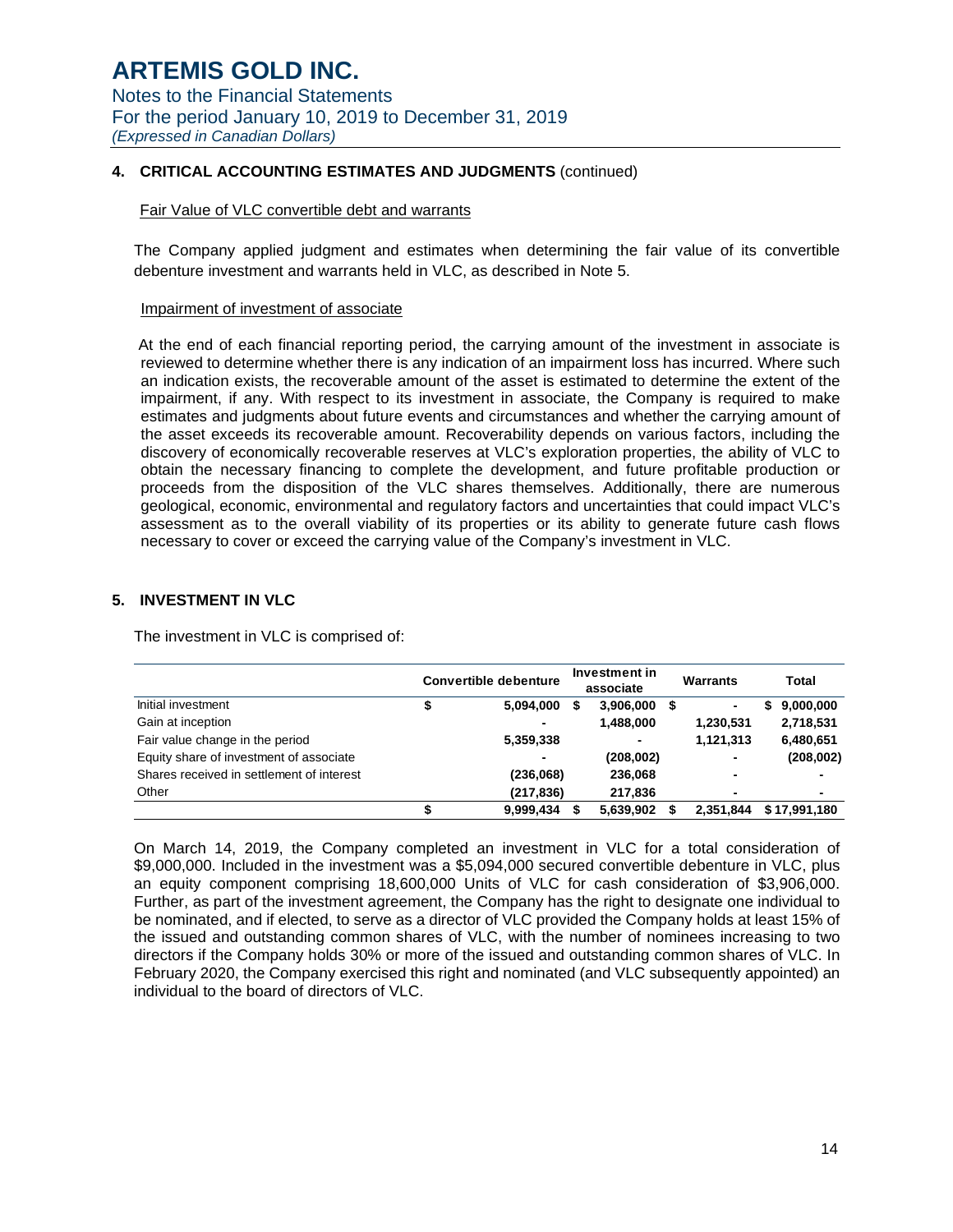## 4. CRITICAL ACCOUNTING ESTIMATES AND JUDGMENTS (continued)

Fair Value of VLC convertible debt and warrants

The Company applied judgment and estimates when determining the fair value of its convertible debenture investment and warrants held in VLC, as described in Note 5.

Impairment of investment of associate

At the end of each financial reporting period, the carrying amount of the investment in associate is reviewed to determine whether there is any indication of an impairment loss has incurred. Where such an indication exists, the recoverable amount of the asset is estimated to determine the extent of the impairment, if any. With respect to its investment in associate, the Company is required to make estimates and judgments about future events and circumstances and whether the carrying amount of the asset exceeds its recoverable amount. Recoverability depends on various factors, including the discovery of economically recoverable reserves at VLC's exploration properties, the ability of VLC to obtain the necessary financing to complete the development, and future profitable production or proceeds from the disposition of the VLC shares themselves. Additionally, there are numerous geological, economic, environmental and regulatory factors and uncertainties that could impact VLC's assessment as to the overall viability of its properties or its ability to generate future cash flows necessary to cover or exceed the carrying value of the Company's investment in VLC.

## 5. INVESTMENT IN VLC

The investment in VLC is comprised of:

| | Convertible debenture | Investment in associate | Warrants | Total |
|---|---|---|---|---|
| Initial investment | $ 5,094,000 | $ 3,906,000 | $ - | $ 9,000,000 |
| Gain at inception | - | 1,488,000 | 1,230,531 | 2,718,531 |
| Fair value change in the period | 5,359,338 | - | 1,121,313 | 6,480,651 |
| Equity share of investment of associate | - | (208,002) | - | (208,002) |
| Shares received in settlement of interest | (236,068) | 236,068 | - | - |
| Other | (217,836) | 217,836 | - | - |
| | $ 9,999,434 | $ 5,639,902 | $ 2,351,844 | $ 17,991,180 |

On March 14, 2019, the Company completed an investment in VLC for a total consideration of $9,000,000. Included in the investment was a $5,094,000 secured convertible debenture in VLC, plus an equity component comprising 18,600,000 Units of VLC for cash consideration of $3,906,000. Further, as part of the investment agreement, the Company has the right to designate one individual to be nominated, and if elected, to serve as a director of VLC provided the Company holds at least 15% of the issued and outstanding common shares of VLC, with the number of nominees increasing to two directors if the Company holds 30% or more of the issued and outstanding common shares of VLC. In February 2020, the Company exercised this right and nominated (and VLC subsequently appointed) an individual to the board of directors of VLC.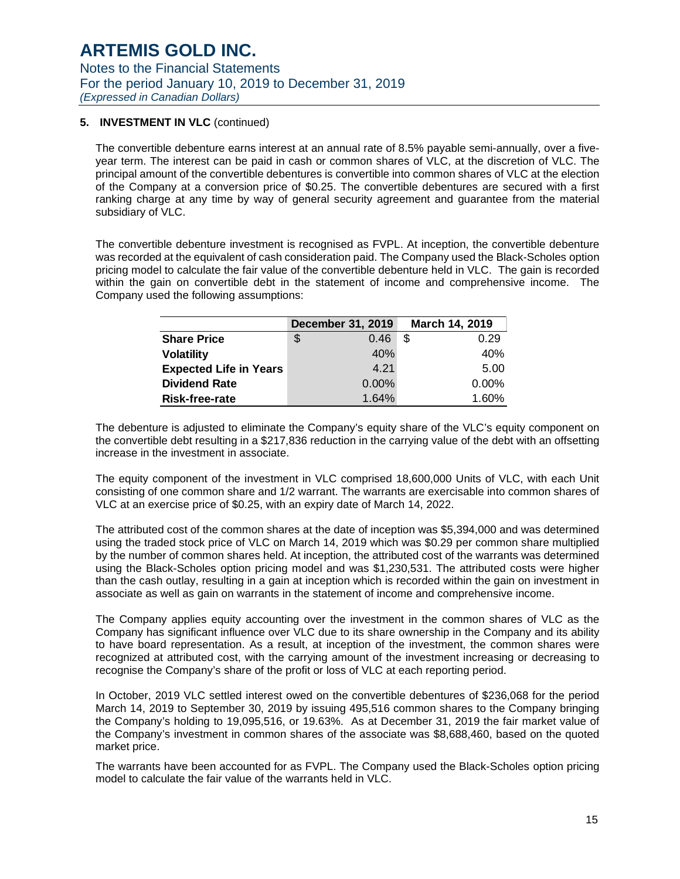## 5. INVESTMENT IN VLC (continued)

The convertible debenture earns interest at an annual rate of 8.5% payable semi-annually, over a five-year term. The interest can be paid in cash or common shares of VLC, at the discretion of VLC. The principal amount of the convertible debentures is convertible into common shares of VLC at the election of the Company at a conversion price of $0.25. The convertible debentures are secured with a first ranking charge at any time by way of general security agreement and guarantee from the material subsidiary of VLC.

The convertible debenture investment is recognised as FVPL. At inception, the convertible debenture was recorded at the equivalent of cash consideration paid. The Company used the Black-Scholes option pricing model to calculate the fair value of the convertible debenture held in VLC. The gain is recorded within the gain on convertible debt in the statement of income and comprehensive income. The Company used the following assumptions:

| | December 31, 2019 | March 14, 2019 |
|---|---|---|
| **Share Price** | $ 0.46 | $ 0.29 |
| **Volatility** | 40% | 40% |
| **Expected Life in Years** | 4.21 | 5.00 |
| **Dividend Rate** | 0.00% | 0.00% |
| **Risk-free-rate** | 1.64% | 1.60% |

The debenture is adjusted to eliminate the Company's equity share of the VLC's equity component on the convertible debt resulting in a $217,836 reduction in the carrying value of the debt with an offsetting increase in the investment in associate.

The equity component of the investment in VLC comprised 18,600,000 Units of VLC, with each Unit consisting of one common share and 1/2 warrant. The warrants are exercisable into common shares of VLC at an exercise price of $0.25, with an expiry date of March 14, 2022.

The attributed cost of the common shares at the date of inception was $5,394,000 and was determined using the traded stock price of VLC on March 14, 2019 which was $0.29 per common share multiplied by the number of common shares held. At inception, the attributed cost of the warrants was determined using the Black-Scholes option pricing model and was $1,230,531. The attributed costs were higher than the cash outlay, resulting in a gain at inception which is recorded within the gain on investment in associate as well as gain on warrants in the statement of income and comprehensive income.

The Company applies equity accounting over the investment in the common shares of VLC as the Company has significant influence over VLC due to its share ownership in the Company and its ability to have board representation. As a result, at inception of the investment, the common shares were recognized at attributed cost, with the carrying amount of the investment increasing or decreasing to recognise the Company's share of the profit or loss of VLC at each reporting period.

In October, 2019 VLC settled interest owed on the convertible debentures of $236,068 for the period March 14, 2019 to September 30, 2019 by issuing 495,516 common shares to the Company bringing the Company's holding to 19,095,516, or 19.63%. As at December 31, 2019 the fair market value of the Company's investment in common shares of the associate was $8,688,460, based on the quoted market price.

The warrants have been accounted for as FVPL. The Company used the Black-Scholes option pricing model to calculate the fair value of the warrants held in VLC.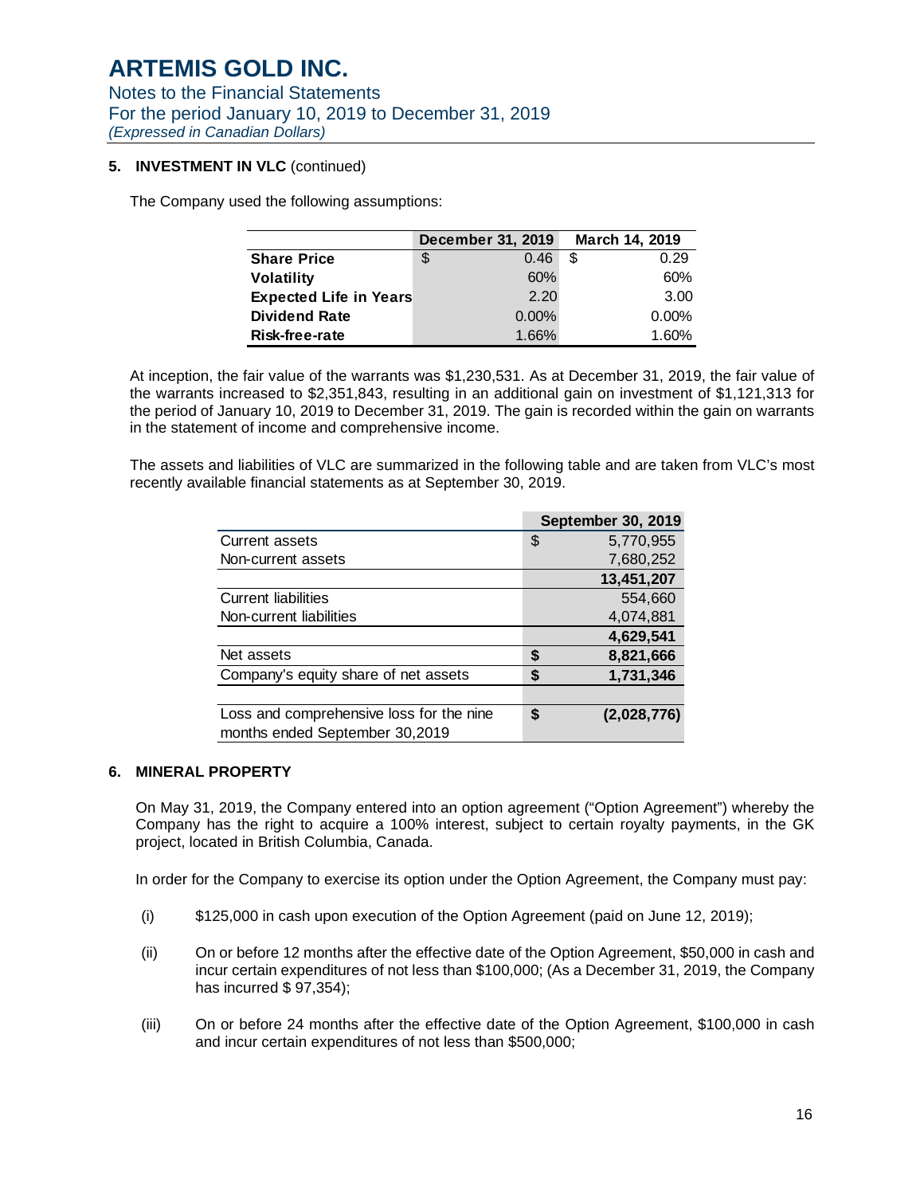## 5. INVESTMENT IN VLC (continued)

The Company used the following assumptions:

| | December 31, 2019 | March 14, 2019 |
|---|---|---|
| **Share Price** | $ 0.46 | $ 0.29 |
| **Volatility** | 60% | 60% |
| **Expected Life in Years** | 2.20 | 3.00 |
| **Dividend Rate** | 0.00% | 0.00% |
| **Risk-free-rate** | 1.66% | 1.60% |

At inception, the fair value of the warrants was $1,230,531. As at December 31, 2019, the fair value of the warrants increased to $2,351,843, resulting in an additional gain on investment of $1,121,313 for the period of January 10, 2019 to December 31, 2019. The gain is recorded within the gain on warrants in the statement of income and comprehensive income.

The assets and liabilities of VLC are summarized in the following table and are taken from VLC's most recently available financial statements as at September 30, 2019.

| | September 30, 2019 |
|---|---|
| Current assets | $ 5,770,955 |
| Non-current assets | 7,680,252 |
| | **13,451,207** |
| Current liabilities | 554,660 |
| Non-current liabilities | 4,074,881 |
| | **4,629,541** |
| Net assets | **$ 8,821,666** |
| Company's equity share of net assets | **$ 1,731,346** |
| | |
| Loss and comprehensive loss for the nine months ended September 30,2019 | **$ (2,028,776)** |

## 6. MINERAL PROPERTY

On May 31, 2019, the Company entered into an option agreement ("Option Agreement") whereby the Company has the right to acquire a 100% interest, subject to certain royalty payments, in the GK project, located in British Columbia, Canada.

In order for the Company to exercise its option under the Option Agreement, the Company must pay:

(i) $125,000 in cash upon execution of the Option Agreement (paid on June 12, 2019);

(ii) On or before 12 months after the effective date of the Option Agreement, $50,000 in cash and incur certain expenditures of not less than $100,000; (As a December 31, 2019, the Company has incurred $ 97,354);

(iii) On or before 24 months after the effective date of the Option Agreement, $100,000 in cash and incur certain expenditures of not less than $500,000;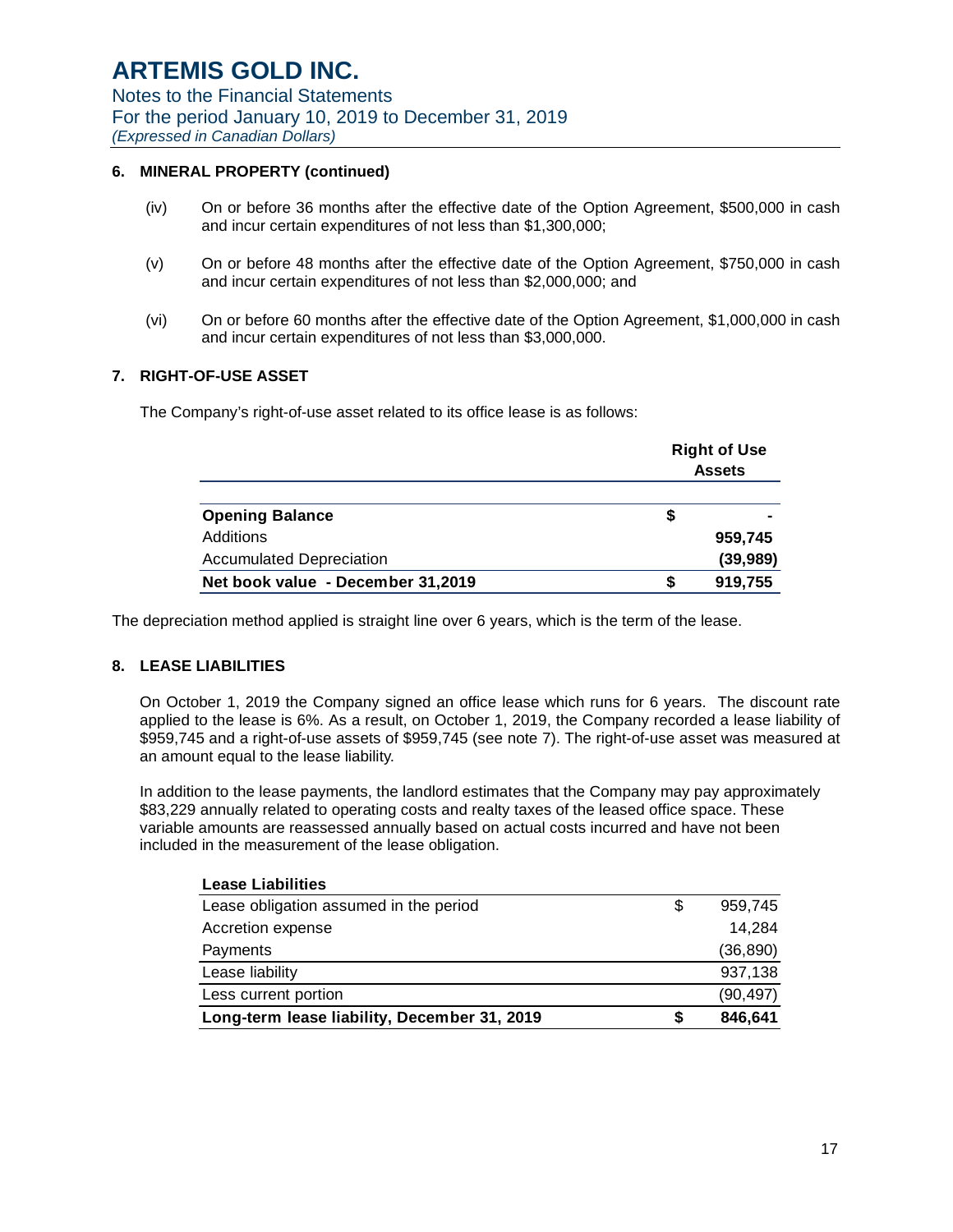# ARTEMIS GOLD INC.

Notes to the Financial Statements
For the period January 10, 2019 to December 31, 2019
*(Expressed in Canadian Dollars)*

## 6. MINERAL PROPERTY (continued)

(iv) On or before 36 months after the effective date of the Option Agreement, $500,000 in cash and incur certain expenditures of not less than $1,300,000;

(v) On or before 48 months after the effective date of the Option Agreement, $750,000 in cash and incur certain expenditures of not less than $2,000,000; and

(vi) On or before 60 months after the effective date of the Option Agreement, $1,000,000 in cash and incur certain expenditures of not less than $3,000,000.

## 7. RIGHT-OF-USE ASSET

The Company's right-of-use asset related to its office lease is as follows:

| | | Right of Use Assets |
|---|---|---|
| **Opening Balance** | **$** | **-** |
| Additions | | **959,745** |
| Accumulated Depreciation | | **(39,989)** |
| **Net book value - December 31,2019** | **$** | **919,755** |

The depreciation method applied is straight line over 6 years, which is the term of the lease.

## 8. LEASE LIABILITIES

On October 1, 2019 the Company signed an office lease which runs for 6 years. The discount rate applied to the lease is 6%. As a result, on October 1, 2019, the Company recorded a lease liability of $959,745 and a right-of-use assets of $959,745 (see note 7). The right-of-use asset was measured at an amount equal to the lease liability.

In addition to the lease payments, the landlord estimates that the Company may pay approximately $83,229 annually related to operating costs and realty taxes of the leased office space. These variable amounts are reassessed annually based on actual costs incurred and have not been included in the measurement of the lease obligation.

| **Lease Liabilities** | | |
|---|---|---|
| Lease obligation assumed in the period | $ | 959,745 |
| Accretion expense | | 14,284 |
| Payments | | (36,890) |
| Lease liability | | 937,138 |
| Less current portion | | (90,497) |
| **Long-term lease liability, December 31, 2019** | **$** | **846,641** |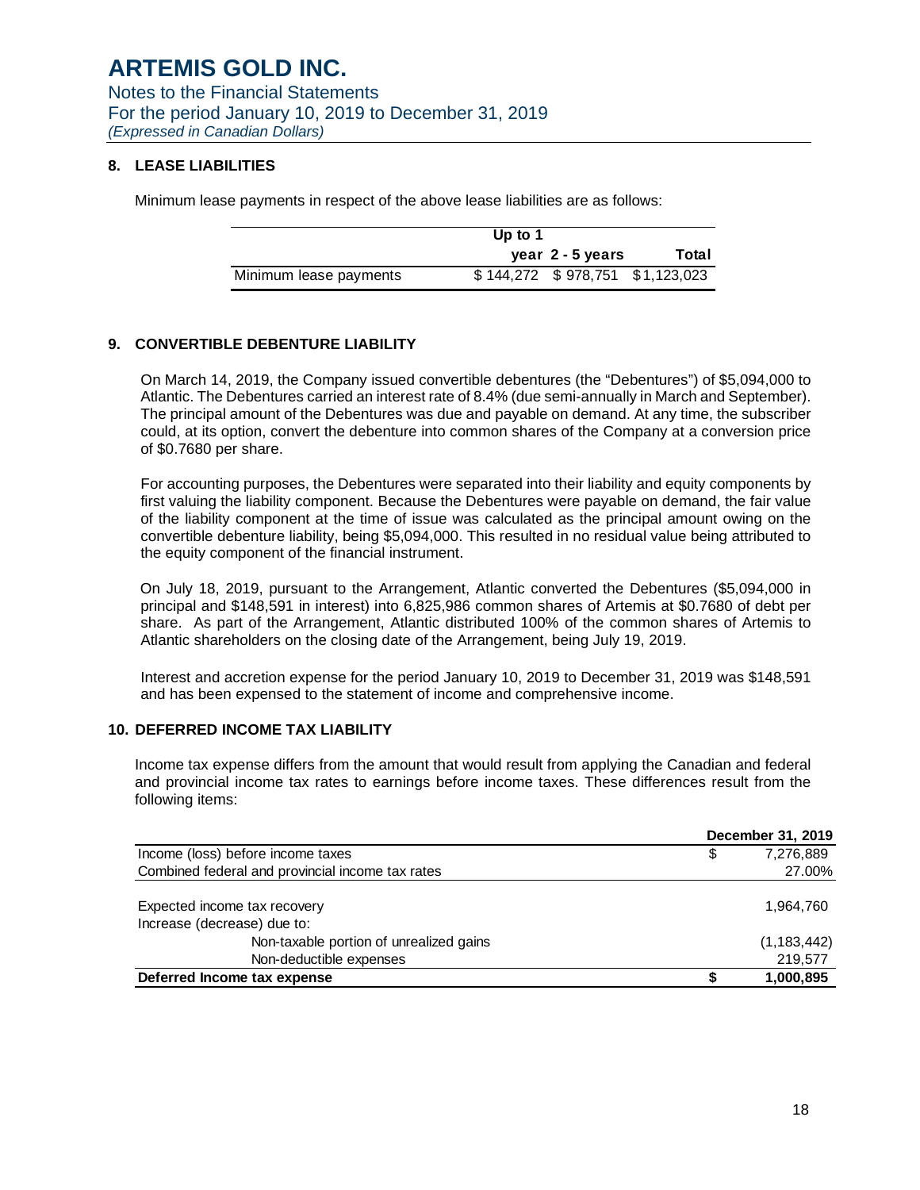## 8. LEASE LIABILITIES

Minimum lease payments in respect of the above lease liabilities are as follows:

| | Up to 1 year | 2 - 5 years | Total |
|---|---|---|---|
| Minimum lease payments | $ 144,272 | $ 978,751 | $ 1,123,023 |

## 9. CONVERTIBLE DEBENTURE LIABILITY

On March 14, 2019, the Company issued convertible debentures (the "Debentures") of $5,094,000 to Atlantic. The Debentures carried an interest rate of 8.4% (due semi-annually in March and September). The principal amount of the Debentures was due and payable on demand. At any time, the subscriber could, at its option, convert the debenture into common shares of the Company at a conversion price of $0.7680 per share.

For accounting purposes, the Debentures were separated into their liability and equity components by first valuing the liability component. Because the Debentures were payable on demand, the fair value of the liability component at the time of issue was calculated as the principal amount owing on the convertible debenture liability, being $5,094,000. This resulted in no residual value being attributed to the equity component of the financial instrument.

On July 18, 2019, pursuant to the Arrangement, Atlantic converted the Debentures ($5,094,000 in principal and $148,591 in interest) into 6,825,986 common shares of Artemis at $0.7680 of debt per share. As part of the Arrangement, Atlantic distributed 100% of the common shares of Artemis to Atlantic shareholders on the closing date of the Arrangement, being July 19, 2019.

Interest and accretion expense for the period January 10, 2019 to December 31, 2019 was $148,591 and has been expensed to the statement of income and comprehensive income.

## 10. DEFERRED INCOME TAX LIABILITY

Income tax expense differs from the amount that would result from applying the Canadian and federal and provincial income tax rates to earnings before income taxes. These differences result from the following items:

| | December 31, 2019 |
|---|---|
| Income (loss) before income taxes | $ 7,276,889 |
| Combined federal and provincial income tax rates | 27.00% |
| | |
| Expected income tax recovery | 1,964,760 |
| Increase (decrease) due to: | |
| Non-taxable portion of unrealized gains | (1,183,442) |
| Non-deductible expenses | 219,577 |
| **Deferred Income tax expense** | **$ 1,000,895** |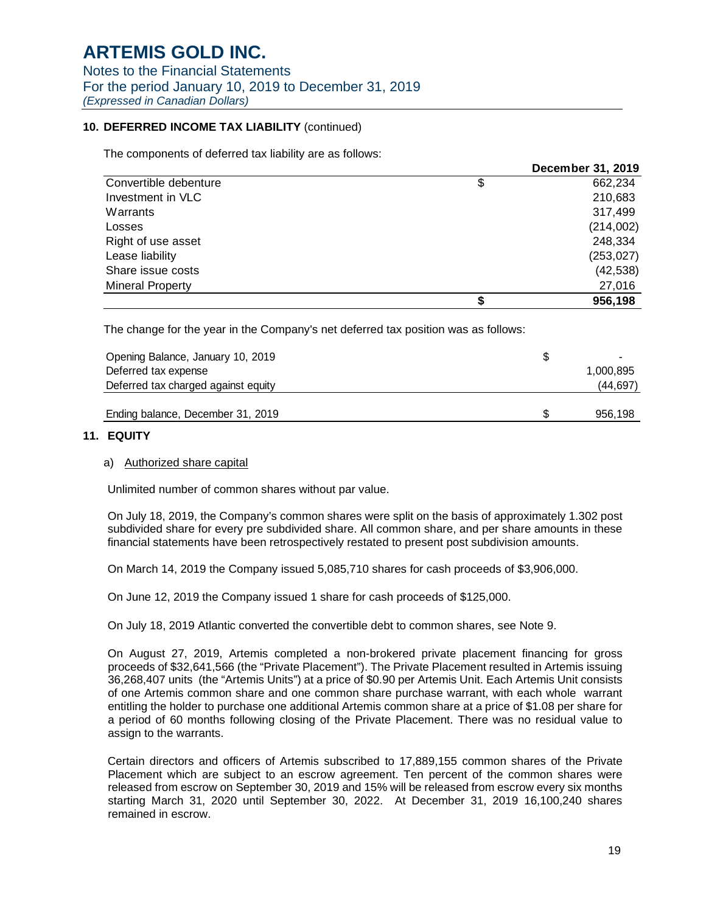### 10. DEFERRED INCOME TAX LIABILITY (continued)

The components of deferred tax liability are as follows:

| | | December 31, 2019 |
|---|---|---|
| Convertible debenture | $ | 662,234 |
| Investment in VLC | | 210,683 |
| Warrants | | 317,499 |
| Losses | | (214,002) |
| Right of use asset | | 248,334 |
| Lease liability | | (253,027) |
| Share issue costs | | (42,538) |
| Mineral Property | | 27,016 |
| | **$** | **956,198** |

The change for the year in the Company's net deferred tax position was as follows:

| | | |
|---|---|---|
| Opening Balance, January 10, 2019 | $ | - |
| Deferred tax expense | | 1,000,895 |
| Deferred tax charged against equity | | (44,697) |
| Ending balance, December 31, 2019 | $ | 956,198 |

### 11. EQUITY

a) Authorized share capital

Unlimited number of common shares without par value.

On July 18, 2019, the Company's common shares were split on the basis of approximately 1.302 post subdivided share for every pre subdivided share. All common share, and per share amounts in these financial statements have been retrospectively restated to present post subdivision amounts.

On March 14, 2019 the Company issued 5,085,710 shares for cash proceeds of $3,906,000.

On June 12, 2019 the Company issued 1 share for cash proceeds of $125,000.

On July 18, 2019 Atlantic converted the convertible debt to common shares, see Note 9.

On August 27, 2019, Artemis completed a non-brokered private placement financing for gross proceeds of $32,641,566 (the "Private Placement"). The Private Placement resulted in Artemis issuing 36,268,407 units (the "Artemis Units") at a price of $0.90 per Artemis Unit. Each Artemis Unit consists of one Artemis common share and one common share purchase warrant, with each whole warrant entitling the holder to purchase one additional Artemis common share at a price of $1.08 per share for a period of 60 months following closing of the Private Placement. There was no residual value to assign to the warrants.

Certain directors and officers of Artemis subscribed to 17,889,155 common shares of the Private Placement which are subject to an escrow agreement. Ten percent of the common shares were released from escrow on September 30, 2019 and 15% will be released from escrow every six months starting March 31, 2020 until September 30, 2022. At December 31, 2019 16,100,240 shares remained in escrow.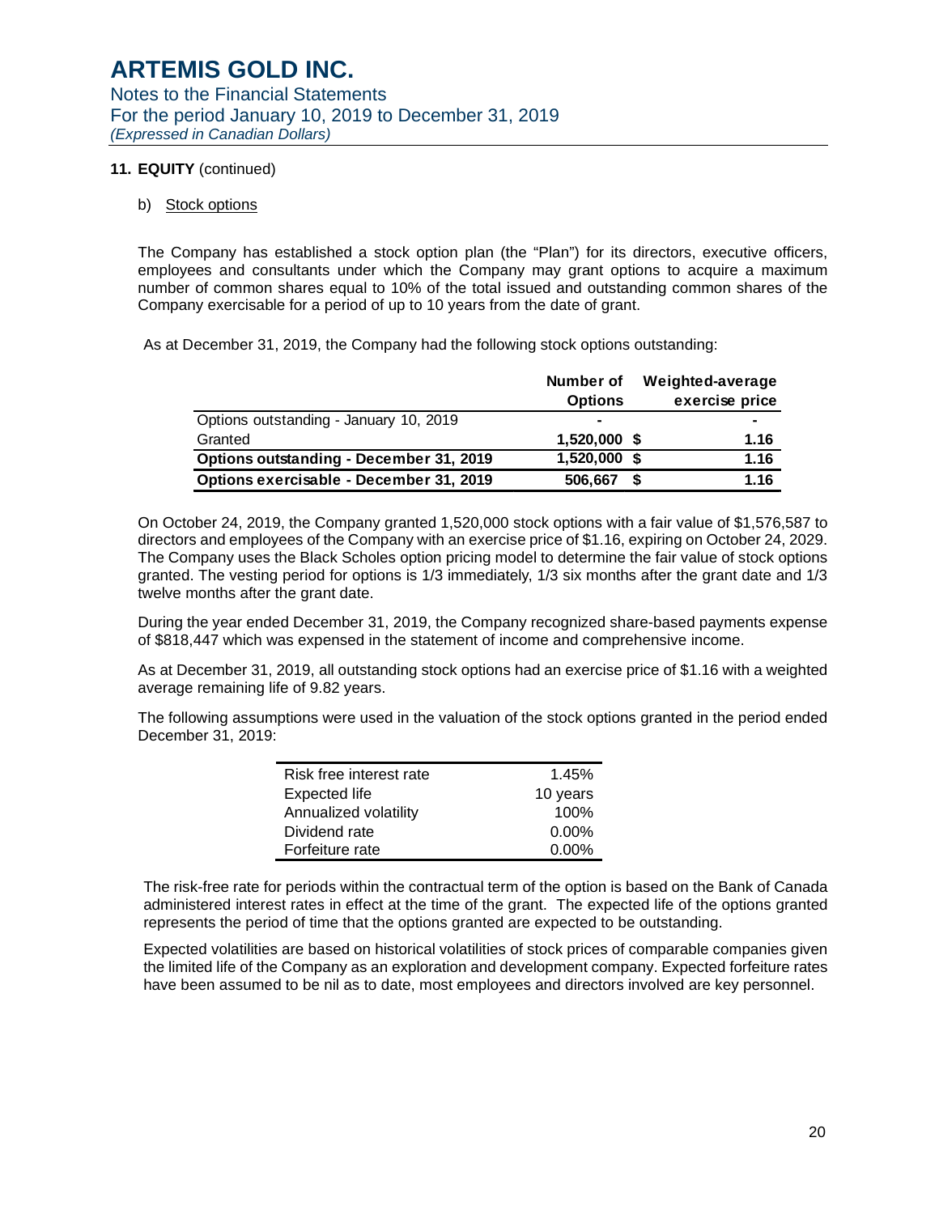## 11. EQUITY (continued)

b) Stock options

The Company has established a stock option plan (the "Plan") for its directors, executive officers, employees and consultants under which the Company may grant options to acquire a maximum number of common shares equal to 10% of the total issued and outstanding common shares of the Company exercisable for a period of up to 10 years from the date of grant.

As at December 31, 2019, the Company had the following stock options outstanding:

| | Number of Options | | Weighted-average exercise price |
|---|---|---|---|
| Options outstanding - January 10, 2019 | - | | - |
| Granted | 1,520,000 | $ | 1.16 |
| **Options outstanding - December 31, 2019** | **1,520,000** | **$** | **1.16** |
| **Options exercisable - December 31, 2019** | **506,667** | **$** | **1.16** |

On October 24, 2019, the Company granted 1,520,000 stock options with a fair value of $1,576,587 to directors and employees of the Company with an exercise price of $1.16, expiring on October 24, 2029. The Company uses the Black Scholes option pricing model to determine the fair value of stock options granted. The vesting period for options is 1/3 immediately, 1/3 six months after the grant date and 1/3 twelve months after the grant date.

During the year ended December 31, 2019, the Company recognized share-based payments expense of $818,447 which was expensed in the statement of income and comprehensive income.

As at December 31, 2019, all outstanding stock options had an exercise price of $1.16 with a weighted average remaining life of 9.82 years.

The following assumptions were used in the valuation of the stock options granted in the period ended December 31, 2019:

| | |
|---|---|
| Risk free interest rate | 1.45% |
| Expected life | 10 years |
| Annualized volatility | 100% |
| Dividend rate | 0.00% |
| Forfeiture rate | 0.00% |

The risk-free rate for periods within the contractual term of the option is based on the Bank of Canada administered interest rates in effect at the time of the grant. The expected life of the options granted represents the period of time that the options granted are expected to be outstanding.

Expected volatilities are based on historical volatilities of stock prices of comparable companies given the limited life of the Company as an exploration and development company. Expected forfeiture rates have been assumed to be nil as to date, most employees and directors involved are key personnel.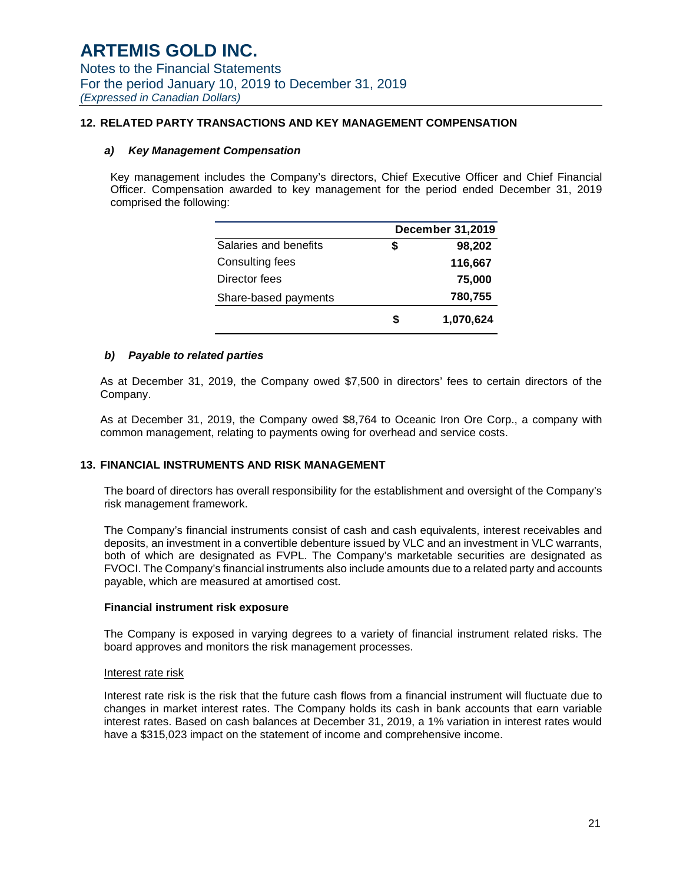# ARTEMIS GOLD INC.

Notes to the Financial Statements
For the period January 10, 2019 to December 31, 2019
*(Expressed in Canadian Dollars)*

## 12. RELATED PARTY TRANSACTIONS AND KEY MANAGEMENT COMPENSATION

### *a) Key Management Compensation*

Key management includes the Company's directors, Chief Executive Officer and Chief Financial Officer. Compensation awarded to key management for the period ended December 31, 2019 comprised the following:

| | | December 31,2019 |
|---|---|---|
| Salaries and benefits | $ | 98,202 |
| Consulting fees | | 116,667 |
| Director fees | | 75,000 |
| Share-based payments | | 780,755 |
| | $ | 1,070,624 |

### *b) Payable to related parties*

As at December 31, 2019, the Company owed $7,500 in directors' fees to certain directors of the Company.

As at December 31, 2019, the Company owed $8,764 to Oceanic Iron Ore Corp., a company with common management, relating to payments owing for overhead and service costs.

## 13. FINANCIAL INSTRUMENTS AND RISK MANAGEMENT

The board of directors has overall responsibility for the establishment and oversight of the Company's risk management framework.

The Company's financial instruments consist of cash and cash equivalents, interest receivables and deposits, an investment in a convertible debenture issued by VLC and an investment in VLC warrants, both of which are designated as FVPL. The Company's marketable securities are designated as FVOCI. The Company's financial instruments also include amounts due to a related party and accounts payable, which are measured at amortised cost.

**Financial instrument risk exposure**

The Company is exposed in varying degrees to a variety of financial instrument related risks. The board approves and monitors the risk management processes.

Interest rate risk

Interest rate risk is the risk that the future cash flows from a financial instrument will fluctuate due to changes in market interest rates. The Company holds its cash in bank accounts that earn variable interest rates. Based on cash balances at December 31, 2019, a 1% variation in interest rates would have a $315,023 impact on the statement of income and comprehensive income.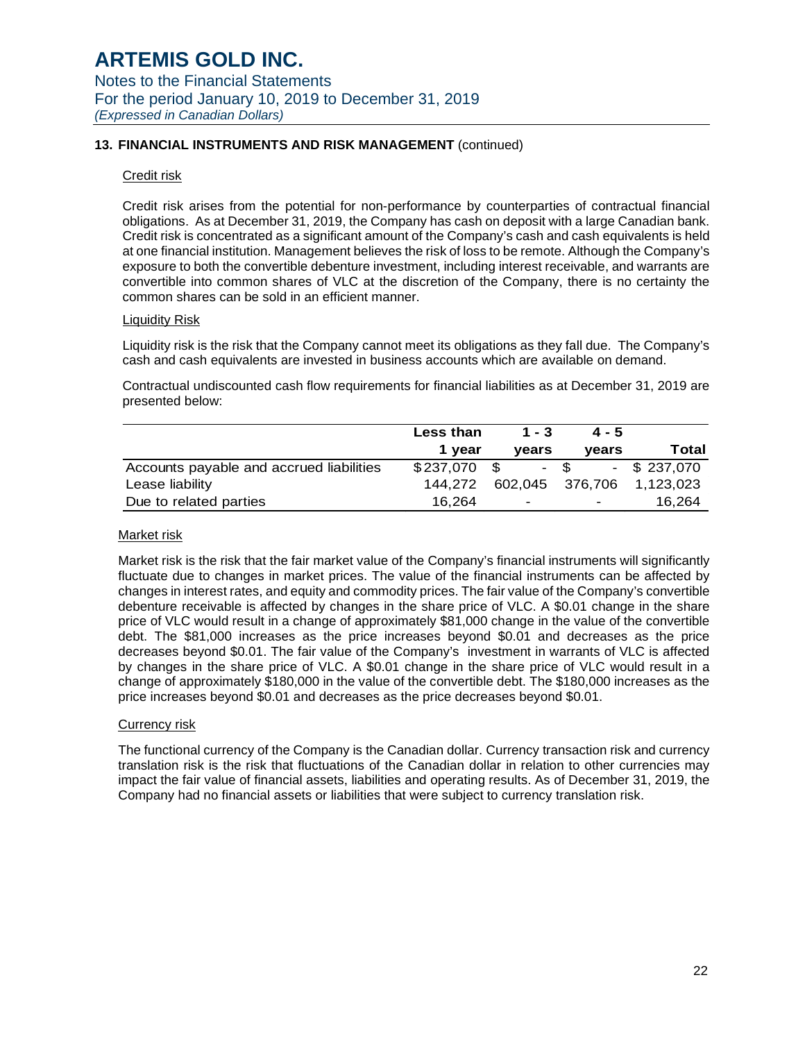## 13. FINANCIAL INSTRUMENTS AND RISK MANAGEMENT (continued)

### Credit risk

Credit risk arises from the potential for non-performance by counterparties of contractual financial obligations. As at December 31, 2019, the Company has cash on deposit with a large Canadian bank. Credit risk is concentrated as a significant amount of the Company's cash and cash equivalents is held at one financial institution. Management believes the risk of loss to be remote. Although the Company's exposure to both the convertible debenture investment, including interest receivable, and warrants are convertible into common shares of VLC at the discretion of the Company, there is no certainty the common shares can be sold in an efficient manner.

### Liquidity Risk

Liquidity risk is the risk that the Company cannot meet its obligations as they fall due. The Company's cash and cash equivalents are invested in business accounts which are available on demand.

Contractual undiscounted cash flow requirements for financial liabilities as at December 31, 2019 are presented below:

| | Less than 1 year | 1 - 3 years | 4 - 5 years | Total |
|---|---|---|---|---|
| Accounts payable and accrued liabilities | $237,070 | $ - | $ - | $ 237,070 |
| Lease liability | 144,272 | 602,045 | 376,706 | 1,123,023 |
| Due to related parties | 16,264 | - | - | 16,264 |

### Market risk

Market risk is the risk that the fair market value of the Company's financial instruments will significantly fluctuate due to changes in market prices. The value of the financial instruments can be affected by changes in interest rates, and equity and commodity prices. The fair value of the Company's convertible debenture receivable is affected by changes in the share price of VLC. A $0.01 change in the share price of VLC would result in a change of approximately $81,000 change in the value of the convertible debt. The $81,000 increases as the price increases beyond $0.01 and decreases as the price decreases beyond $0.01. The fair value of the Company's investment in warrants of VLC is affected by changes in the share price of VLC. A $0.01 change in the share price of VLC would result in a change of approximately $180,000 in the value of the convertible debt. The $180,000 increases as the price increases beyond $0.01 and decreases as the price decreases beyond $0.01.

### Currency risk

The functional currency of the Company is the Canadian dollar. Currency transaction risk and currency translation risk is the risk that fluctuations of the Canadian dollar in relation to other currencies may impact the fair value of financial assets, liabilities and operating results. As of December 31, 2019, the Company had no financial assets or liabilities that were subject to currency translation risk.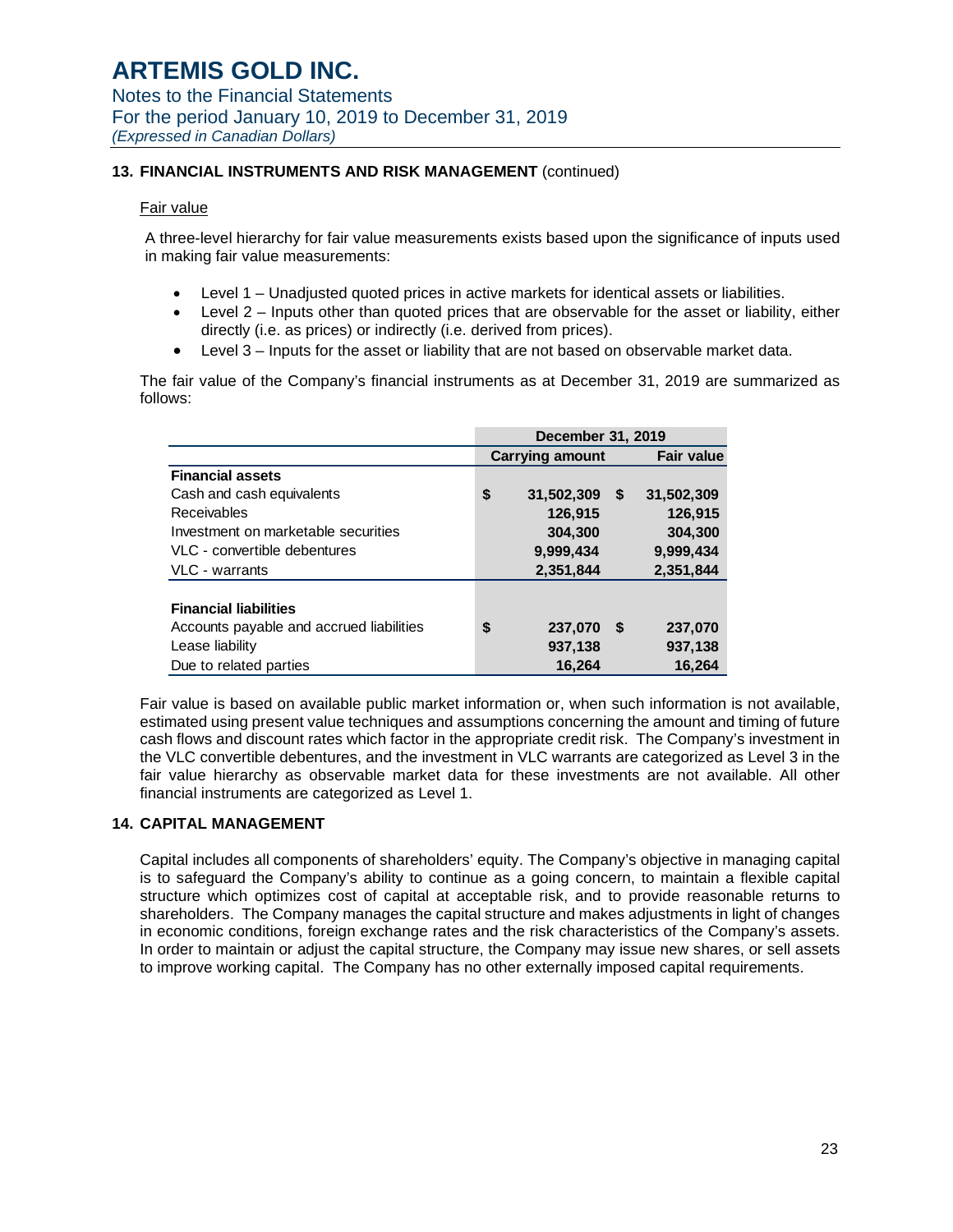## 13. FINANCIAL INSTRUMENTS AND RISK MANAGEMENT (continued)

Fair value

A three-level hierarchy for fair value measurements exists based upon the significance of inputs used in making fair value measurements:

- Level 1 – Unadjusted quoted prices in active markets for identical assets or liabilities.
- Level 2 – Inputs other than quoted prices that are observable for the asset or liability, either directly (i.e. as prices) or indirectly (i.e. derived from prices).
- Level 3 – Inputs for the asset or liability that are not based on observable market data.

The fair value of the Company's financial instruments as at December 31, 2019 are summarized as follows:

| | December 31, 2019 | |
|---|---|---|
| | Carrying amount | Fair value |
| **Financial assets** | | |
| Cash and cash equivalents | $ 31,502,309 | $ 31,502,309 |
| Receivables | 126,915 | 126,915 |
| Investment on marketable securities | 304,300 | 304,300 |
| VLC - convertible debentures | 9,999,434 | 9,999,434 |
| VLC - warrants | 2,351,844 | 2,351,844 |
| **Financial liabilities** | | |
| Accounts payable and accrued liabilities | $ 237,070 | $ 237,070 |
| Lease liability | 937,138 | 937,138 |
| Due to related parties | 16,264 | 16,264 |

Fair value is based on available public market information or, when such information is not available, estimated using present value techniques and assumptions concerning the amount and timing of future cash flows and discount rates which factor in the appropriate credit risk. The Company's investment in the VLC convertible debentures, and the investment in VLC warrants are categorized as Level 3 in the fair value hierarchy as observable market data for these investments are not available. All other financial instruments are categorized as Level 1.

## 14. CAPITAL MANAGEMENT

Capital includes all components of shareholders' equity. The Company's objective in managing capital is to safeguard the Company's ability to continue as a going concern, to maintain a flexible capital structure which optimizes cost of capital at acceptable risk, and to provide reasonable returns to shareholders. The Company manages the capital structure and makes adjustments in light of changes in economic conditions, foreign exchange rates and the risk characteristics of the Company's assets. In order to maintain or adjust the capital structure, the Company may issue new shares, or sell assets to improve working capital. The Company has no other externally imposed capital requirements.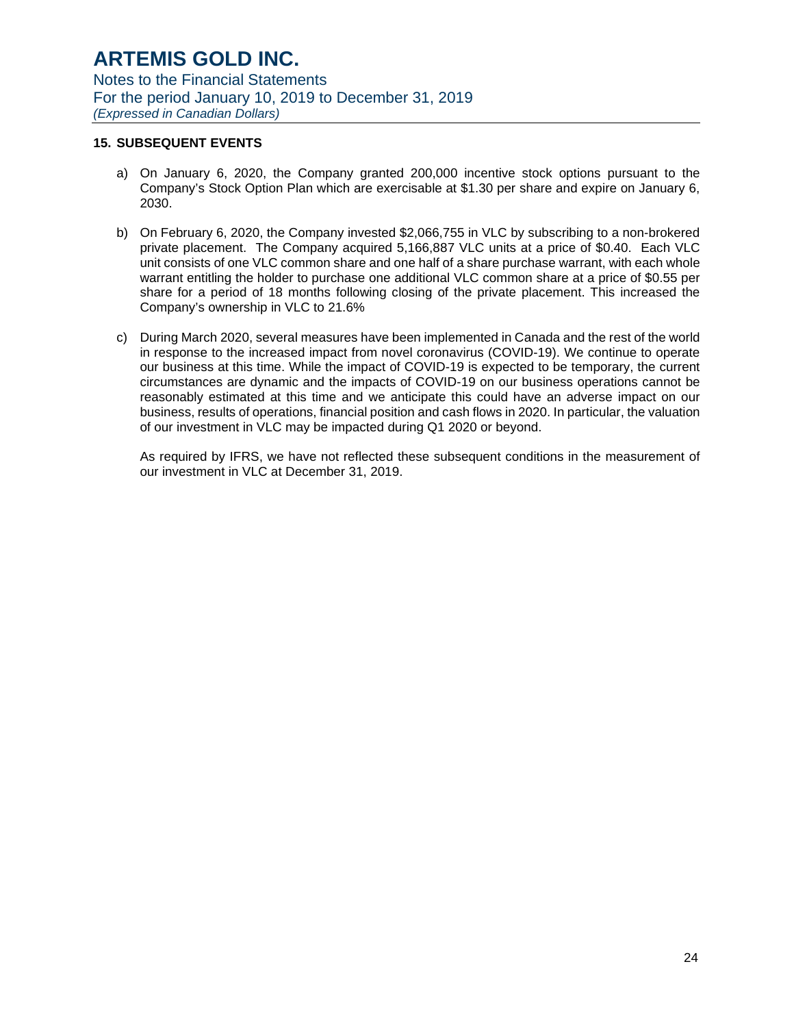## 15. SUBSEQUENT EVENTS

a) On January 6, 2020, the Company granted 200,000 incentive stock options pursuant to the Company's Stock Option Plan which are exercisable at $1.30 per share and expire on January 6, 2030.

b) On February 6, 2020, the Company invested $2,066,755 in VLC by subscribing to a non-brokered private placement. The Company acquired 5,166,887 VLC units at a price of $0.40. Each VLC unit consists of one VLC common share and one half of a share purchase warrant, with each whole warrant entitling the holder to purchase one additional VLC common share at a price of $0.55 per share for a period of 18 months following closing of the private placement. This increased the Company's ownership in VLC to 21.6%

c) During March 2020, several measures have been implemented in Canada and the rest of the world in response to the increased impact from novel coronavirus (COVID-19). We continue to operate our business at this time. While the impact of COVID-19 is expected to be temporary, the current circumstances are dynamic and the impacts of COVID-19 on our business operations cannot be reasonably estimated at this time and we anticipate this could have an adverse impact on our business, results of operations, financial position and cash flows in 2020. In particular, the valuation of our investment in VLC may be impacted during Q1 2020 or beyond.

   As required by IFRS, we have not reflected these subsequent conditions in the measurement of our investment in VLC at December 31, 2019.